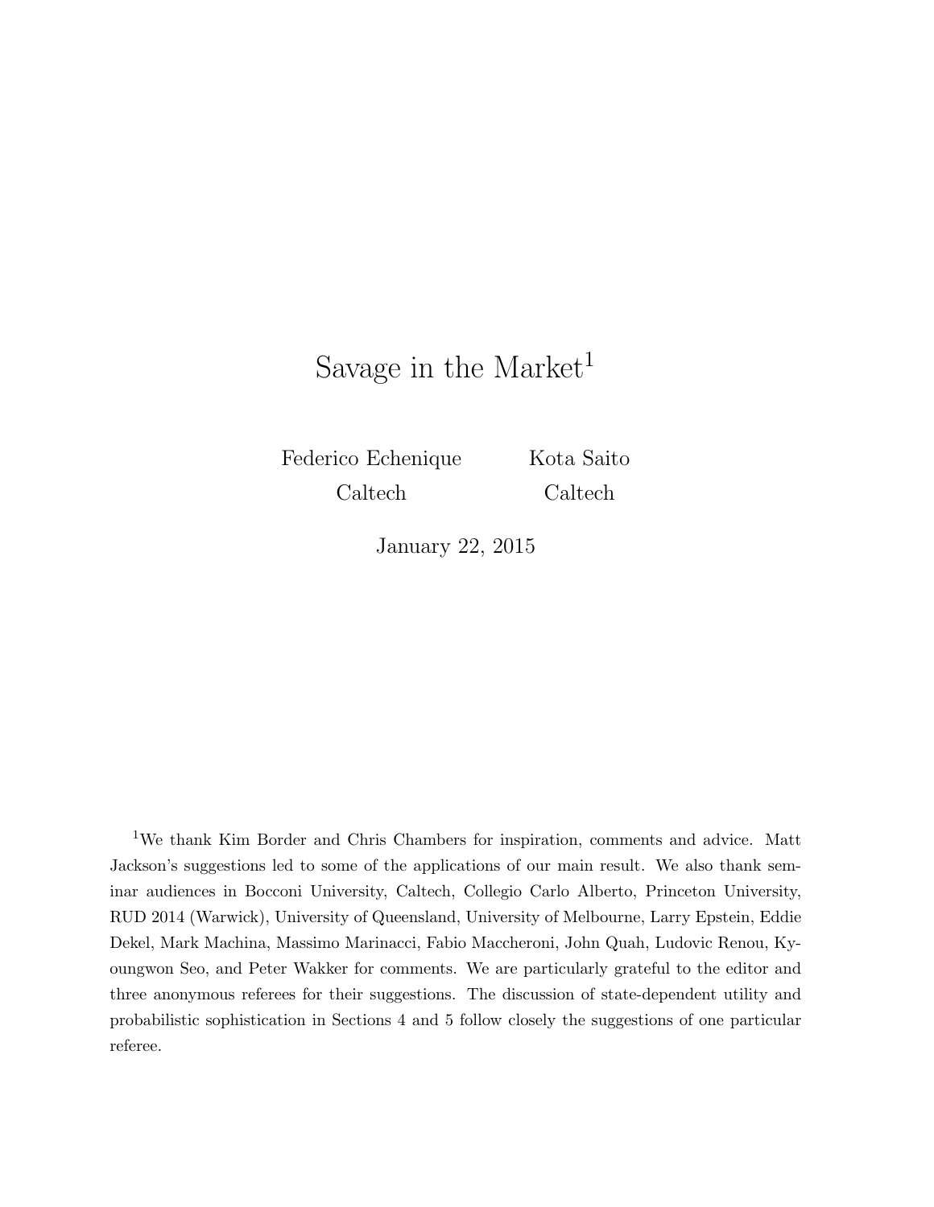# Savage in the Market[1]

Federico Echenique — Caltech

Kota Saito — Caltech

January 22, 2015

[1]We thank Kim Border and Chris Chambers for inspiration, comments and advice. Matt Jackson's suggestions led to some of the applications of our main result. We also thank seminar audiences in Bocconi University, Caltech, Collegio Carlo Alberto, Princeton University, RUD 2014 (Warwick), University of Queensland, University of Melbourne, Larry Epstein, Eddie Dekel, Mark Machina, Massimo Marinacci, Fabio Maccheroni, John Quah, Ludovic Renou, Kyoungwon Seo, and Peter Wakker for comments. We are particularly grateful to the editor and three anonymous referees for their suggestions. The discussion of state-dependent utility and probabilistic sophistication in Sections 4 and 5 follow closely the suggestions of one particular referee.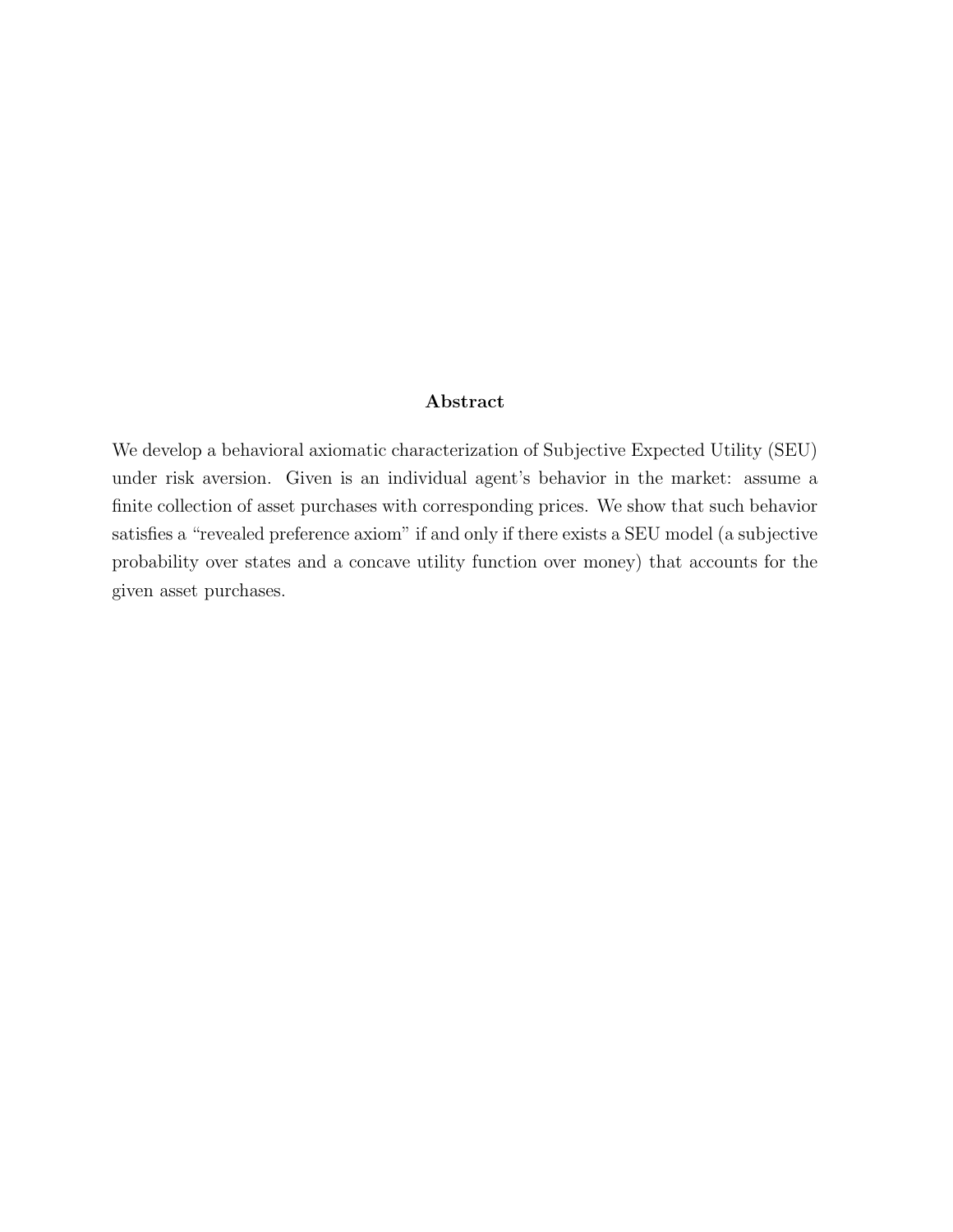## Abstract

We develop a behavioral axiomatic characterization of Subjective Expected Utility (SEU) under risk aversion. Given is an individual agent's behavior in the market: assume a finite collection of asset purchases with corresponding prices. We show that such behavior satisfies a "revealed preference axiom" if and only if there exists a SEU model (a subjective probability over states and a concave utility function over money) that accounts for the given asset purchases.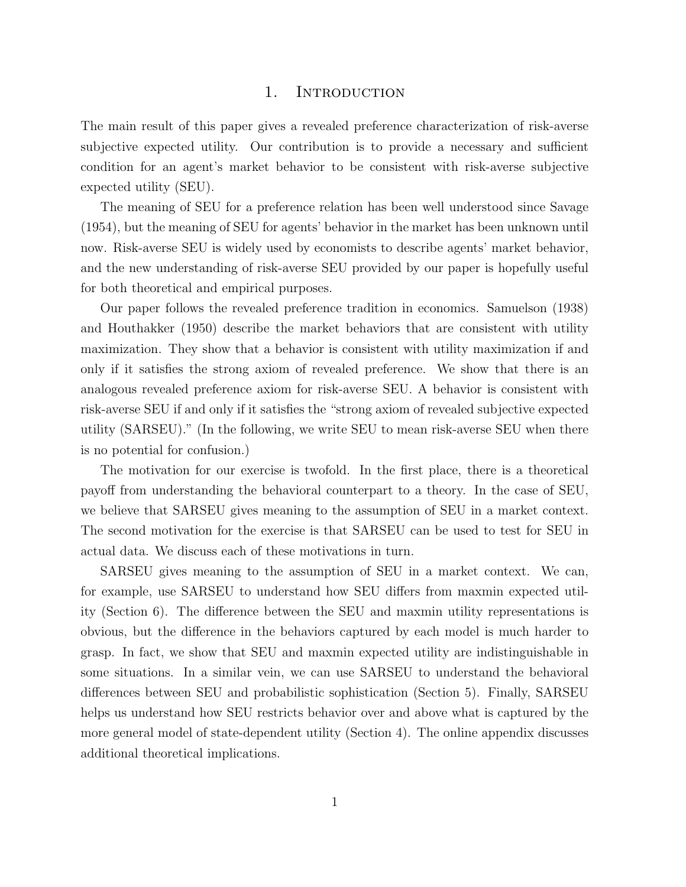# 1. Introduction

The main result of this paper gives a revealed preference characterization of risk-averse subjective expected utility. Our contribution is to provide a necessary and sufficient condition for an agent's market behavior to be consistent with risk-averse subjective expected utility (SEU).

The meaning of SEU for a preference relation has been well understood since Savage (1954), but the meaning of SEU for agents' behavior in the market has been unknown until now. Risk-averse SEU is widely used by economists to describe agents' market behavior, and the new understanding of risk-averse SEU provided by our paper is hopefully useful for both theoretical and empirical purposes.

Our paper follows the revealed preference tradition in economics. Samuelson (1938) and Houthakker (1950) describe the market behaviors that are consistent with utility maximization. They show that a behavior is consistent with utility maximization if and only if it satisfies the strong axiom of revealed preference. We show that there is an analogous revealed preference axiom for risk-averse SEU. A behavior is consistent with risk-averse SEU if and only if it satisfies the "strong axiom of revealed subjective expected utility (SARSEU)." (In the following, we write SEU to mean risk-averse SEU when there is no potential for confusion.)

The motivation for our exercise is twofold. In the first place, there is a theoretical payoff from understanding the behavioral counterpart to a theory. In the case of SEU, we believe that SARSEU gives meaning to the assumption of SEU in a market context. The second motivation for the exercise is that SARSEU can be used to test for SEU in actual data. We discuss each of these motivations in turn.

SARSEU gives meaning to the assumption of SEU in a market context. We can, for example, use SARSEU to understand how SEU differs from maxmin expected utility (Section 6). The difference between the SEU and maxmin utility representations is obvious, but the difference in the behaviors captured by each model is much harder to grasp. In fact, we show that SEU and maxmin expected utility are indistinguishable in some situations. In a similar vein, we can use SARSEU to understand the behavioral differences between SEU and probabilistic sophistication (Section 5). Finally, SARSEU helps us understand how SEU restricts behavior over and above what is captured by the more general model of state-dependent utility (Section 4). The online appendix discusses additional theoretical implications.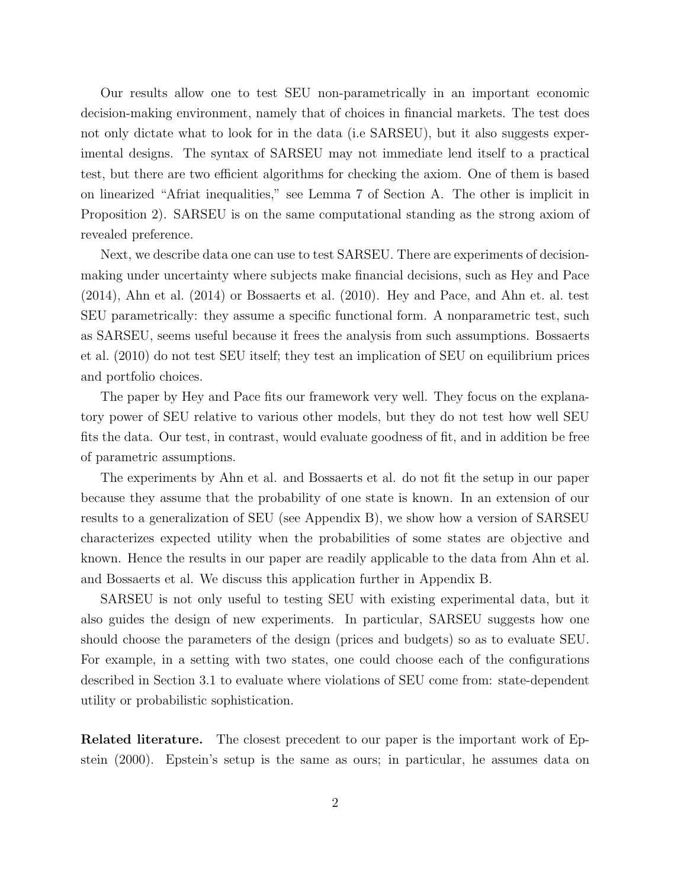Our results allow one to test SEU non-parametrically in an important economic decision-making environment, namely that of choices in financial markets. The test does not only dictate what to look for in the data (i.e SARSEU), but it also suggests experimental designs. The syntax of SARSEU may not immediate lend itself to a practical test, but there are two efficient algorithms for checking the axiom. One of them is based on linearized "Afriat inequalities," see Lemma 7 of Section A. The other is implicit in Proposition 2). SARSEU is on the same computational standing as the strong axiom of revealed preference.

Next, we describe data one can use to test SARSEU. There are experiments of decision-making under uncertainty where subjects make financial decisions, such as Hey and Pace (2014), Ahn et al. (2014) or Bossaerts et al. (2010). Hey and Pace, and Ahn et. al. test SEU parametrically: they assume a specific functional form. A nonparametric test, such as SARSEU, seems useful because it frees the analysis from such assumptions. Bossaerts et al. (2010) do not test SEU itself; they test an implication of SEU on equilibrium prices and portfolio choices.

The paper by Hey and Pace fits our framework very well. They focus on the explanatory power of SEU relative to various other models, but they do not test how well SEU fits the data. Our test, in contrast, would evaluate goodness of fit, and in addition be free of parametric assumptions.

The experiments by Ahn et al. and Bossaerts et al. do not fit the setup in our paper because they assume that the probability of one state is known. In an extension of our results to a generalization of SEU (see Appendix B), we show how a version of SARSEU characterizes expected utility when the probabilities of some states are objective and known. Hence the results in our paper are readily applicable to the data from Ahn et al. and Bossaerts et al. We discuss this application further in Appendix B.

SARSEU is not only useful to testing SEU with existing experimental data, but it also guides the design of new experiments. In particular, SARSEU suggests how one should choose the parameters of the design (prices and budgets) so as to evaluate SEU. For example, in a setting with two states, one could choose each of the configurations described in Section 3.1 to evaluate where violations of SEU come from: state-dependent utility or probabilistic sophistication.

**Related literature.** The closest precedent to our paper is the important work of Epstein (2000). Epstein's setup is the same as ours; in particular, he assumes data on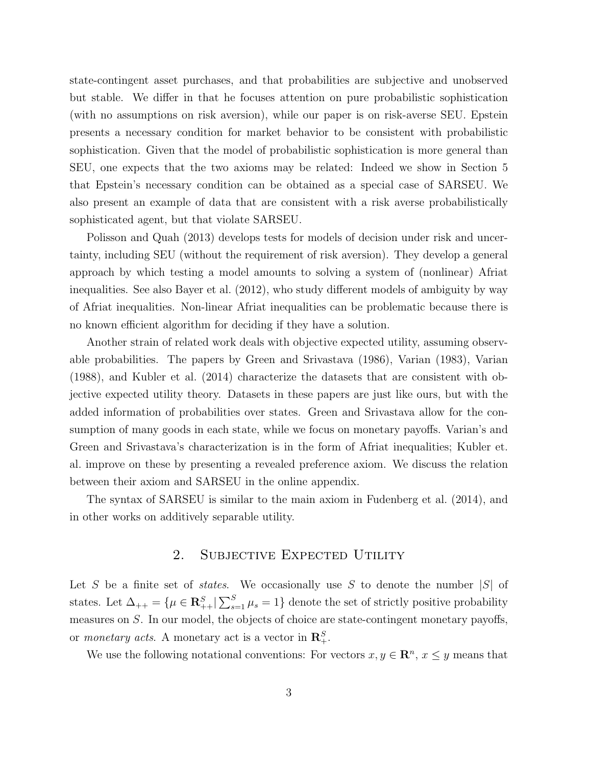state-contingent asset purchases, and that probabilities are subjective and unobserved but stable. We differ in that he focuses attention on pure probabilistic sophistication (with no assumptions on risk aversion), while our paper is on risk-averse SEU. Epstein presents a necessary condition for market behavior to be consistent with probabilistic sophistication. Given that the model of probabilistic sophistication is more general than SEU, one expects that the two axioms may be related: Indeed we show in Section 5 that Epstein's necessary condition can be obtained as a special case of SARSEU. We also present an example of data that are consistent with a risk averse probabilistically sophisticated agent, but that violate SARSEU.

Polisson and Quah (2013) develops tests for models of decision under risk and uncertainty, including SEU (without the requirement of risk aversion). They develop a general approach by which testing a model amounts to solving a system of (nonlinear) Afriat inequalities. See also Bayer et al. (2012), who study different models of ambiguity by way of Afriat inequalities. Non-linear Afriat inequalities can be problematic because there is no known efficient algorithm for deciding if they have a solution.

Another strain of related work deals with objective expected utility, assuming observable probabilities. The papers by Green and Srivastava (1986), Varian (1983), Varian (1988), and Kubler et al. (2014) characterize the datasets that are consistent with objective expected utility theory. Datasets in these papers are just like ours, but with the added information of probabilities over states. Green and Srivastava allow for the consumption of many goods in each state, while we focus on monetary payoffs. Varian's and Green and Srivastava's characterization is in the form of Afriat inequalities; Kubler et. al. improve on these by presenting a revealed preference axiom. We discuss the relation between their axiom and SARSEU in the online appendix.

The syntax of SARSEU is similar to the main axiom in Fudenberg et al. (2014), and in other works on additively separable utility.

## 2. Subjective Expected Utility

Let $S$ be a finite set of *states*. We occasionally use $S$ to denote the number $|S|$ of states. Let $\Delta_{++} = \{\mu \in \mathbf{R}^S_{++} | \sum_{s=1}^S \mu_s = 1\}$ denote the set of strictly positive probability measures on $S$. In our model, the objects of choice are state-contingent monetary payoffs, or *monetary acts*. A monetary act is a vector in $\mathbf{R}^S_+$.

We use the following notational conventions: For vectors $x, y \in \mathbf{R}^n$, $x \leq y$ means that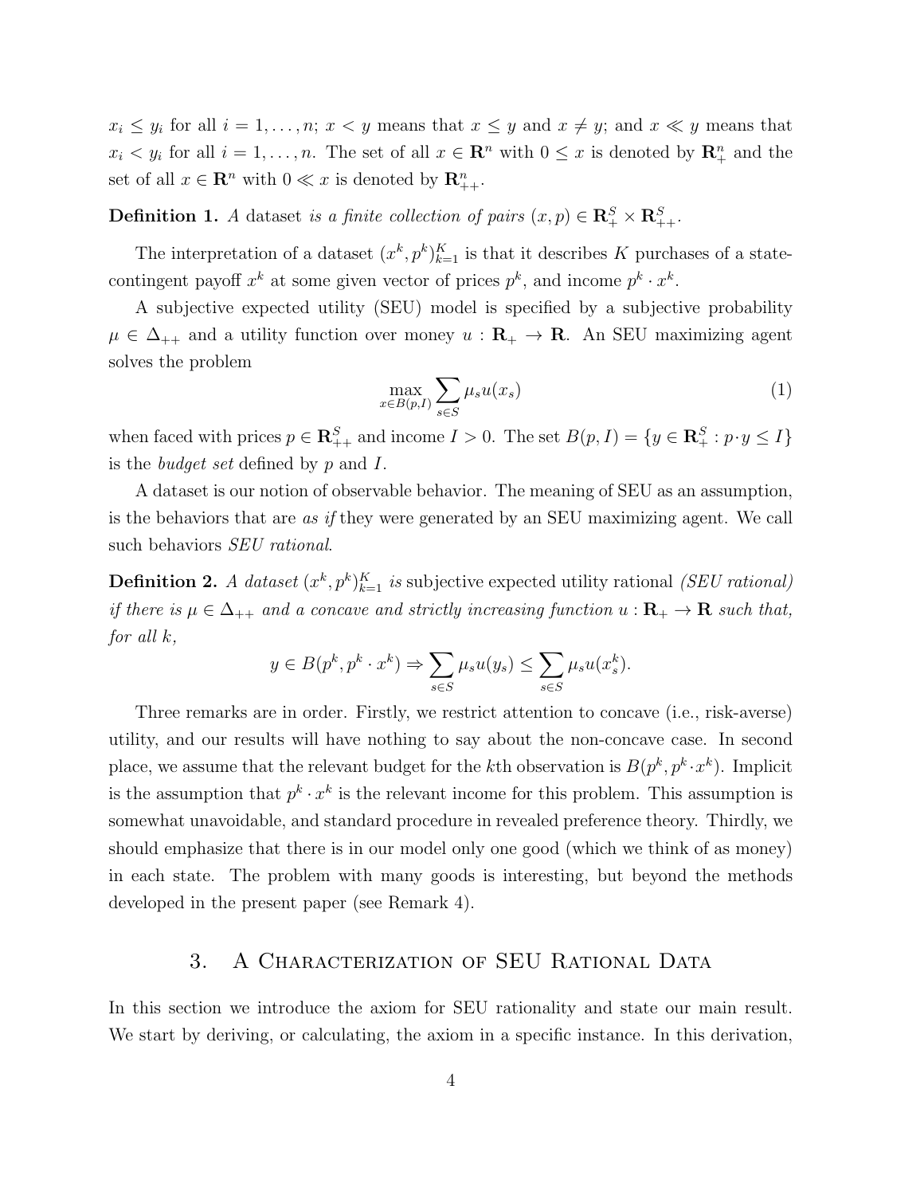$x_i \leq y_i$ for all $i = 1, \ldots, n$; $x < y$ means that $x \leq y$ and $x \neq y$; and $x \ll y$ means that $x_i < y_i$ for all $i = 1, \ldots, n$. The set of all $x \in \mathbf{R}^n$ with $0 \leq x$ is denoted by $\mathbf{R}^n_+$ and the set of all $x \in \mathbf{R}^n$ with $0 \ll x$ is denoted by $\mathbf{R}^n_{++}$.

**Definition 1.** *A* dataset *is a finite collection of pairs* $(x, p) \in \mathbf{R}^S_+ \times \mathbf{R}^S_{++}$.

The interpretation of a dataset $(x^k, p^k)_{k=1}^K$ is that it describes $K$ purchases of a state-contingent payoff $x^k$ at some given vector of prices $p^k$, and income $p^k \cdot x^k$.

A subjective expected utility (SEU) model is specified by a subjective probability $\mu \in \Delta_{++}$ and a utility function over money $u : \mathbf{R}_+ \to \mathbf{R}$. An SEU maximizing agent solves the problem

$$\max_{x \in B(p,I)} \sum_{s \in S} \mu_s u(x_s) \tag{1}$$

when faced with prices $p \in \mathbf{R}^S_{++}$ and income $I > 0$. The set $B(p, I) = \{y \in \mathbf{R}^S_+ : p \cdot y \leq I\}$ is the *budget set* defined by $p$ and $I$.

A dataset is our notion of observable behavior. The meaning of SEU as an assumption, is the behaviors that are *as if* they were generated by an SEU maximizing agent. We call such behaviors *SEU rational*.

**Definition 2.** *A dataset* $(x^k, p^k)_{k=1}^K$ *is* subjective expected utility rational *(SEU rational) if there is* $\mu \in \Delta_{++}$ *and a concave and strictly increasing function* $u : \mathbf{R}_+ \to \mathbf{R}$ *such that, for all* $k$,

$$y \in B(p^k, p^k \cdot x^k) \Rightarrow \sum_{s \in S} \mu_s u(y_s) \leq \sum_{s \in S} \mu_s u(x^k_s).$$

Three remarks are in order. Firstly, we restrict attention to concave (i.e., risk-averse) utility, and our results will have nothing to say about the non-concave case. In second place, we assume that the relevant budget for the $k$th observation is $B(p^k, p^k \cdot x^k)$. Implicit is the assumption that $p^k \cdot x^k$ is the relevant income for this problem. This assumption is somewhat unavoidable, and standard procedure in revealed preference theory. Thirdly, we should emphasize that there is in our model only one good (which we think of as money) in each state. The problem with many goods is interesting, but beyond the methods developed in the present paper (see Remark 4).

## 3. A Characterization of SEU Rational Data

In this section we introduce the axiom for SEU rationality and state our main result. We start by deriving, or calculating, the axiom in a specific instance. In this derivation,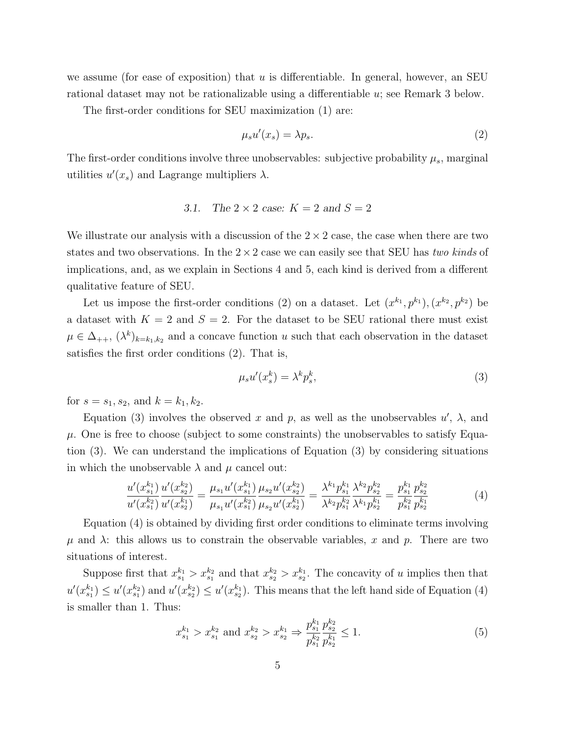we assume (for ease of exposition) that $u$ is differentiable. In general, however, an SEU rational dataset may not be rationalizable using a differentiable $u$; see Remark 3 below.

The first-order conditions for SEU maximization (1) are:

$$\mu_s u'(x_s) = \lambda p_s. \tag{2}$$

The first-order conditions involve three unobservables: subjective probability $\mu_s$, marginal utilities $u'(x_s)$ and Lagrange multipliers $\lambda$.

### *3.1. The $2 \times 2$ case: $K = 2$ and $S = 2$*

We illustrate our analysis with a discussion of the $2 \times 2$ case, the case when there are two states and two observations. In the $2 \times 2$ case we can easily see that SEU has *two kinds* of implications, and, as we explain in Sections 4 and 5, each kind is derived from a different qualitative feature of SEU.

Let us impose the first-order conditions (2) on a dataset. Let $(x^{k_1}, p^{k_1}), (x^{k_2}, p^{k_2})$ be a dataset with $K = 2$ and $S = 2$. For the dataset to be SEU rational there must exist $\mu \in \Delta_{++}$, $(\lambda^k)_{k=k_1,k_2}$ and a concave function $u$ such that each observation in the dataset satisfies the first order conditions (2). That is,

$$\mu_s u'(x_s^k) = \lambda^k p_s^k, \tag{3}$$

for $s = s_1, s_2$, and $k = k_1, k_2$.

Equation (3) involves the observed $x$ and $p$, as well as the unobservables $u'$, $\lambda$, and $\mu$. One is free to choose (subject to some constraints) the unobservables to satisfy Equation (3). We can understand the implications of Equation (3) by considering situations in which the unobservable $\lambda$ and $\mu$ cancel out:

$$\frac{u'(x_{s_1}^{k_1})}{u'(x_{s_1}^{k_2})} \frac{u'(x_{s_2}^{k_2})}{u'(x_{s_2}^{k_1})} = \frac{\mu_{s_1} u'(x_{s_1}^{k_1})}{\mu_{s_1} u'(x_{s_1}^{k_2})} \frac{\mu_{s_2} u'(x_{s_2}^{k_2})}{\mu_{s_2} u'(x_{s_2}^{k_1})} = \frac{\lambda^{k_1} p_{s_1}^{k_1}}{\lambda^{k_2} p_{s_1}^{k_2}} \frac{\lambda^{k_2} p_{s_2}^{k_2}}{\lambda^{k_1} p_{s_2}^{k_1}} = \frac{p_{s_1}^{k_1}}{p_{s_1}^{k_2}} \frac{p_{s_2}^{k_2}}{p_{s_2}^{k_1}} \tag{4}$$

Equation (4) is obtained by dividing first order conditions to eliminate terms involving $\mu$ and $\lambda$: this allows us to constrain the observable variables, $x$ and $p$. There are two situations of interest.

Suppose first that $x_{s_1}^{k_1} > x_{s_1}^{k_2}$ and that $x_{s_2}^{k_2} > x_{s_2}^{k_1}$. The concavity of $u$ implies then that $u'(x_{s_1}^{k_1}) \leq u'(x_{s_1}^{k_2})$ and $u'(x_{s_2}^{k_2}) \leq u'(x_{s_2}^{k_1})$. This means that the left hand side of Equation (4) is smaller than 1. Thus:

$$x_{s_1}^{k_1} > x_{s_1}^{k_2} \text{ and } x_{s_2}^{k_2} > x_{s_2}^{k_1} \Rightarrow \frac{p_{s_1}^{k_1}}{p_{s_1}^{k_2}} \frac{p_{s_2}^{k_2}}{p_{s_2}^{k_1}} \leq 1. \tag{5}$$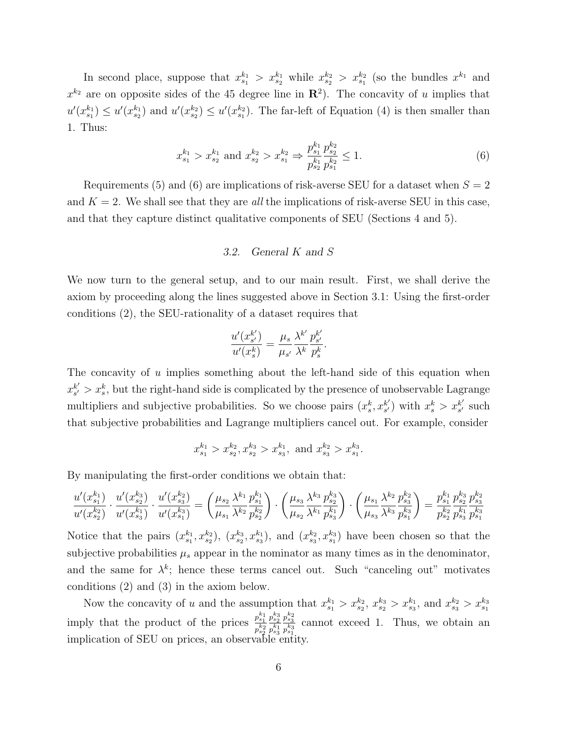In second place, suppose that $x^{k_1}_{s_1} > x^{k_1}_{s_2}$ while $x^{k_2}_{s_2} > x^{k_2}_{s_1}$ (so the bundles $x^{k_1}$ and $x^{k_2}$ are on opposite sides of the 45 degree line in $\mathbf{R}^2$). The concavity of $u$ implies that $u'(x^{k_1}_{s_1}) \leq u'(x^{k_1}_{s_2})$ and $u'(x^{k_2}_{s_2}) \leq u'(x^{k_2}_{s_1})$. The far-left of Equation (4) is then smaller than 1. Thus:

$$x^{k_1}_{s_1} > x^{k_1}_{s_2} \text{ and } x^{k_2}_{s_2} > x^{k_2}_{s_1} \Rightarrow \frac{p^{k_1}_{s_1}}{p^{k_1}_{s_2}} \frac{p^{k_2}_{s_2}}{p^{k_2}_{s_1}} \leq 1. \tag{6}$$

Requirements (5) and (6) are implications of risk-averse SEU for a dataset when $S = 2$ and $K = 2$. We shall see that they are *all* the implications of risk-averse SEU in this case, and that they capture distinct qualitative components of SEU (Sections 4 and 5).

### *3.2. General K and S*

We now turn to the general setup, and to our main result. First, we shall derive the axiom by proceeding along the lines suggested above in Section 3.1: Using the first-order conditions (2), the SEU-rationality of a dataset requires that

$$\frac{u'(x^{k'}_{s'})}{u'(x^k_s)} = \frac{\mu_s}{\mu_{s'}} \frac{\lambda^{k'}}{\lambda^k} \frac{p^{k'}_{s'}}{p^k_s}.$$

The concavity of $u$ implies something about the left-hand side of this equation when $x^{k'}_{s'} > x^k_s$, but the right-hand side is complicated by the presence of unobservable Lagrange multipliers and subjective probabilities. So we choose pairs $(x^k_s, x^{k'}_{s'})$ with $x^k_s > x^{k'}_{s'}$ such that subjective probabilities and Lagrange multipliers cancel out. For example, consider

$$x^{k_1}_{s_1} > x^{k_2}_{s_2}, x^{k_3}_{s_2} > x^{k_1}_{s_3}, \text{ and } x^{k_2}_{s_3} > x^{k_3}_{s_1}.$$

By manipulating the first-order conditions we obtain that:

$$\frac{u'(x^{k_1}_{s_1})}{u'(x^{k_2}_{s_2})} \cdot \frac{u'(x^{k_3}_{s_2})}{u'(x^{k_1}_{s_3})} \cdot \frac{u'(x^{k_2}_{s_3})}{u'(x^{k_3}_{s_1})} = \left(\frac{\mu_{s_2}}{\mu_{s_1}} \frac{\lambda^{k_1}}{\lambda^{k_2}} \frac{p^{k_1}_{s_1}}{p^{k_2}_{s_2}}\right) \cdot \left(\frac{\mu_{s_3}}{\mu_{s_2}} \frac{\lambda^{k_3}}{\lambda^{k_1}} \frac{p^{k_3}_{s_2}}{p^{k_1}_{s_3}}\right) \cdot \left(\frac{\mu_{s_1}}{\mu_{s_3}} \frac{\lambda^{k_2}}{\lambda^{k_3}} \frac{p^{k_2}_{s_3}}{p^{k_3}_{s_1}}\right) = \frac{p^{k_1}_{s_1}}{p^{k_2}_{s_2}} \frac{p^{k_3}_{s_2}}{p^{k_1}_{s_3}} \frac{p^{k_2}_{s_3}}{p^{k_3}_{s_1}}$$

Notice that the pairs $(x^{k_1}_{s_1}, x^{k_2}_{s_2})$, $(x^{k_3}_{s_2}, x^{k_1}_{s_3})$, and $(x^{k_2}_{s_3}, x^{k_3}_{s_1})$ have been chosen so that the subjective probabilities $\mu_s$ appear in the nominator as many times as in the denominator, and the same for $\lambda^k$; hence these terms cancel out. Such "canceling out" motivates conditions (2) and (3) in the axiom below.

Now the concavity of $u$ and the assumption that $x^{k_1}_{s_1} > x^{k_2}_{s_2}$, $x^{k_3}_{s_2} > x^{k_1}_{s_3}$, and $x^{k_2}_{s_3} > x^{k_3}_{s_1}$ imply that the product of the prices $\frac{p^{k_1}_{s_1}}{p^{k_2}_{s_2}} \frac{p^{k_3}_{s_2}}{p^{k_1}_{s_3}} \frac{p^{k_2}_{s_3}}{p^{k_3}_{s_1}}$ cannot exceed 1. Thus, we obtain an implication of SEU on prices, an observable entity.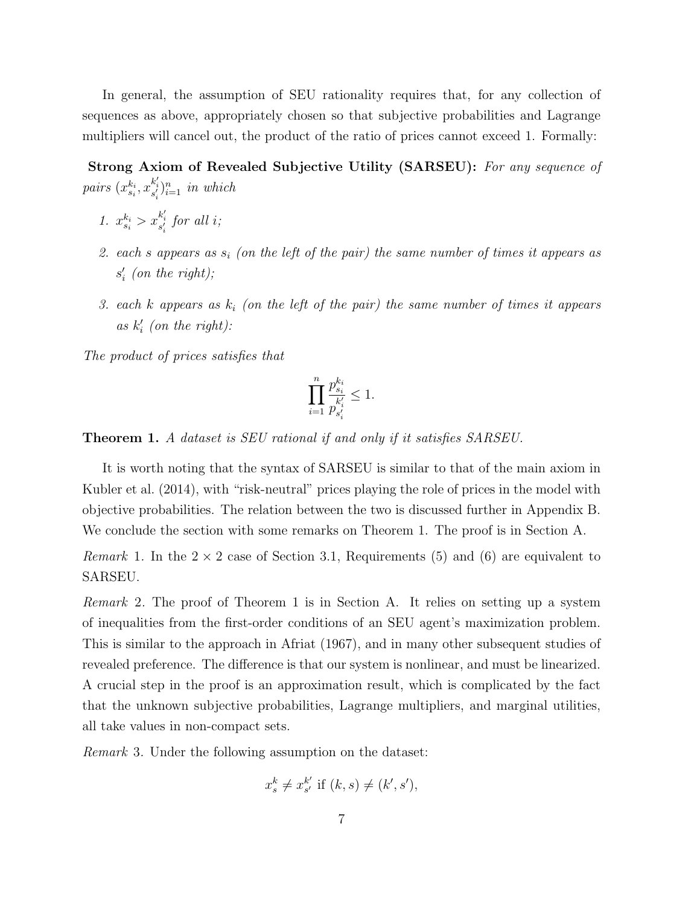In general, the assumption of SEU rationality requires that, for any collection of sequences as above, appropriately chosen so that subjective probabilities and Lagrange multipliers will cancel out, the product of the ratio of prices cannot exceed 1. Formally:

**Strong Axiom of Revealed Subjective Utility (SARSEU):** *For any sequence of pairs* $(x^{k_i}_{s_i}, x^{k'_i}_{s'_i})_{i=1}^n$ *in which*

1. $x^{k_i}_{s_i} > x^{k'_i}_{s'_i}$ *for all* $i$*;*
2. *each* $s$ *appears as* $s_i$ *(on the left of the pair) the same number of times it appears as* $s'_i$ *(on the right);*
3. *each* $k$ *appears as* $k_i$ *(on the left of the pair) the same number of times it appears as* $k'_i$ *(on the right):*

*The product of prices satisfies that*

$$\prod_{i=1}^{n} \frac{p^{k_i}_{s_i}}{p^{k'_i}_{s'_i}} \leq 1.$$

**Theorem 1.** *A dataset is SEU rational if and only if it satisfies SARSEU.*

It is worth noting that the syntax of SARSEU is similar to that of the main axiom in Kubler et al. (2014), with "risk-neutral" prices playing the role of prices in the model with objective probabilities. The relation between the two is discussed further in Appendix B. We conclude the section with some remarks on Theorem 1. The proof is in Section A.

*Remark* 1. In the $2 \times 2$ case of Section 3.1, Requirements (5) and (6) are equivalent to SARSEU.

*Remark* 2. The proof of Theorem 1 is in Section A. It relies on setting up a system of inequalities from the first-order conditions of an SEU agent's maximization problem. This is similar to the approach in Afriat (1967), and in many other subsequent studies of revealed preference. The difference is that our system is nonlinear, and must be linearized. A crucial step in the proof is an approximation result, which is complicated by the fact that the unknown subjective probabilities, Lagrange multipliers, and marginal utilities, all take values in non-compact sets.

*Remark* 3. Under the following assumption on the dataset:

$$x^k_s \neq x^{k'}_{s'} \text{ if } (k, s) \neq (k', s'),$$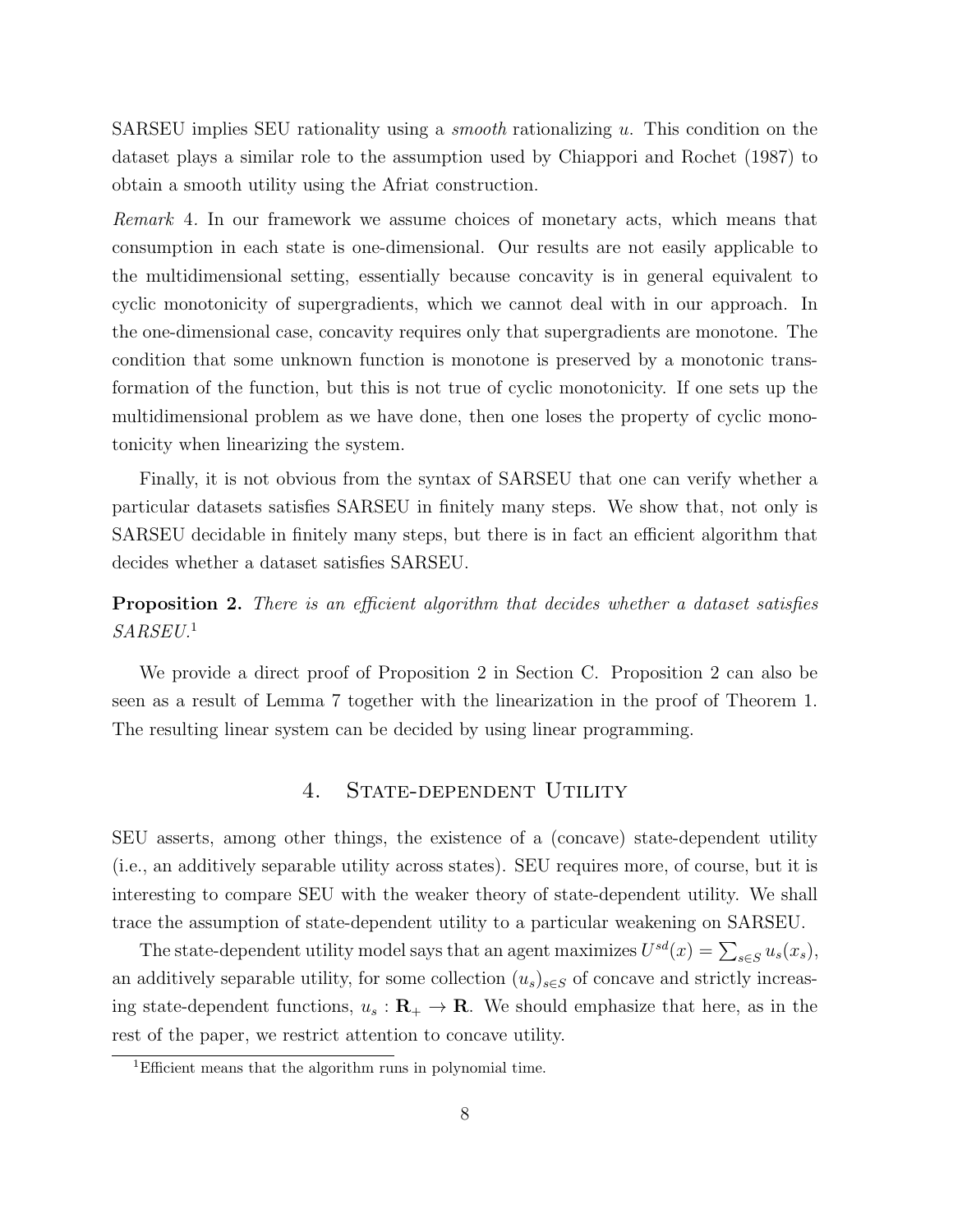SARSEU implies SEU rationality using a *smooth* rationalizing $u$. This condition on the dataset plays a similar role to the assumption used by Chiappori and Rochet (1987) to obtain a smooth utility using the Afriat construction.

*Remark* 4. In our framework we assume choices of monetary acts, which means that consumption in each state is one-dimensional. Our results are not easily applicable to the multidimensional setting, essentially because concavity is in general equivalent to cyclic monotonicity of supergradients, which we cannot deal with in our approach. In the one-dimensional case, concavity requires only that supergradients are monotone. The condition that some unknown function is monotone is preserved by a monotonic transformation of the function, but this is not true of cyclic monotonicity. If one sets up the multidimensional problem as we have done, then one loses the property of cyclic monotonicity when linearizing the system.

Finally, it is not obvious from the syntax of SARSEU that one can verify whether a particular datasets satisfies SARSEU in finitely many steps. We show that, not only is SARSEU decidable in finitely many steps, but there is in fact an efficient algorithm that decides whether a dataset satisfies SARSEU.

**Proposition 2.** *There is an efficient algorithm that decides whether a dataset satisfies SARSEU.*[1]

We provide a direct proof of Proposition 2 in Section C. Proposition 2 can also be seen as a result of Lemma 7 together with the linearization in the proof of Theorem 1. The resulting linear system can be decided by using linear programming.

## 4. State-dependent Utility

SEU asserts, among other things, the existence of a (concave) state-dependent utility (i.e., an additively separable utility across states). SEU requires more, of course, but it is interesting to compare SEU with the weaker theory of state-dependent utility. We shall trace the assumption of state-dependent utility to a particular weakening on SARSEU.

The state-dependent utility model says that an agent maximizes $U^{sd}(x) = \sum_{s \in S} u_s(x_s)$, an additively separable utility, for some collection $(u_s)_{s \in S}$ of concave and strictly increasing state-dependent functions, $u_s : \mathbf{R}_+ \to \mathbf{R}$. We should emphasize that here, as in the rest of the paper, we restrict attention to concave utility.

[1] Efficient means that the algorithm runs in polynomial time.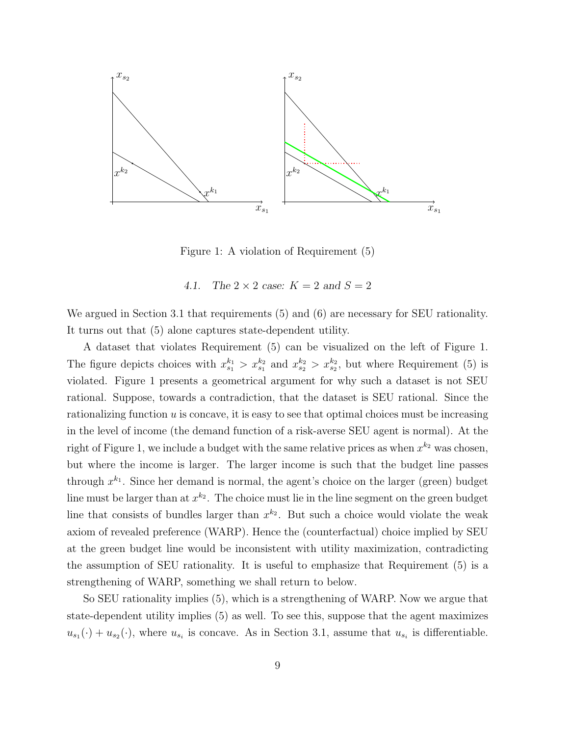Figure 1: A violation of Requirement (5)

### 4.1. *The 2 × 2 case: $K = 2$ and $S = 2$*

We argued in Section 3.1 that requirements (5) and (6) are necessary for SEU rationality. It turns out that (5) alone captures state-dependent utility.

A dataset that violates Requirement (5) can be visualized on the left of Figure 1. The figure depicts choices with $x^{k_1}_{s_1} > x^{k_2}_{s_1}$ and $x^{k_2}_{s_2} > x^{k_2}_{s_2}$, but where Requirement (5) is violated. Figure 1 presents a geometrical argument for why such a dataset is not SEU rational. Suppose, towards a contradiction, that the dataset is SEU rational. Since the rationalizing function $u$ is concave, it is easy to see that optimal choices must be increasing in the level of income (the demand function of a risk-averse SEU agent is normal). At the right of Figure 1, we include a budget with the same relative prices as when $x^{k_2}$ was chosen, but where the income is larger. The larger income is such that the budget line passes through $x^{k_1}$. Since her demand is normal, the agent's choice on the larger (green) budget line must be larger than at $x^{k_2}$. The choice must lie in the line segment on the green budget line that consists of bundles larger than $x^{k_2}$. But such a choice would violate the weak axiom of revealed preference (WARP). Hence the (counterfactual) choice implied by SEU at the green budget line would be inconsistent with utility maximization, contradicting the assumption of SEU rationality. It is useful to emphasize that Requirement (5) is a strengthening of WARP, something we shall return to below.

So SEU rationality implies (5), which is a strengthening of WARP. Now we argue that state-dependent utility implies (5) as well. To see this, suppose that the agent maximizes $u_{s_1}(\cdot) + u_{s_2}(\cdot)$, where $u_{s_i}$ is concave. As in Section 3.1, assume that $u_{s_i}$ is differentiable.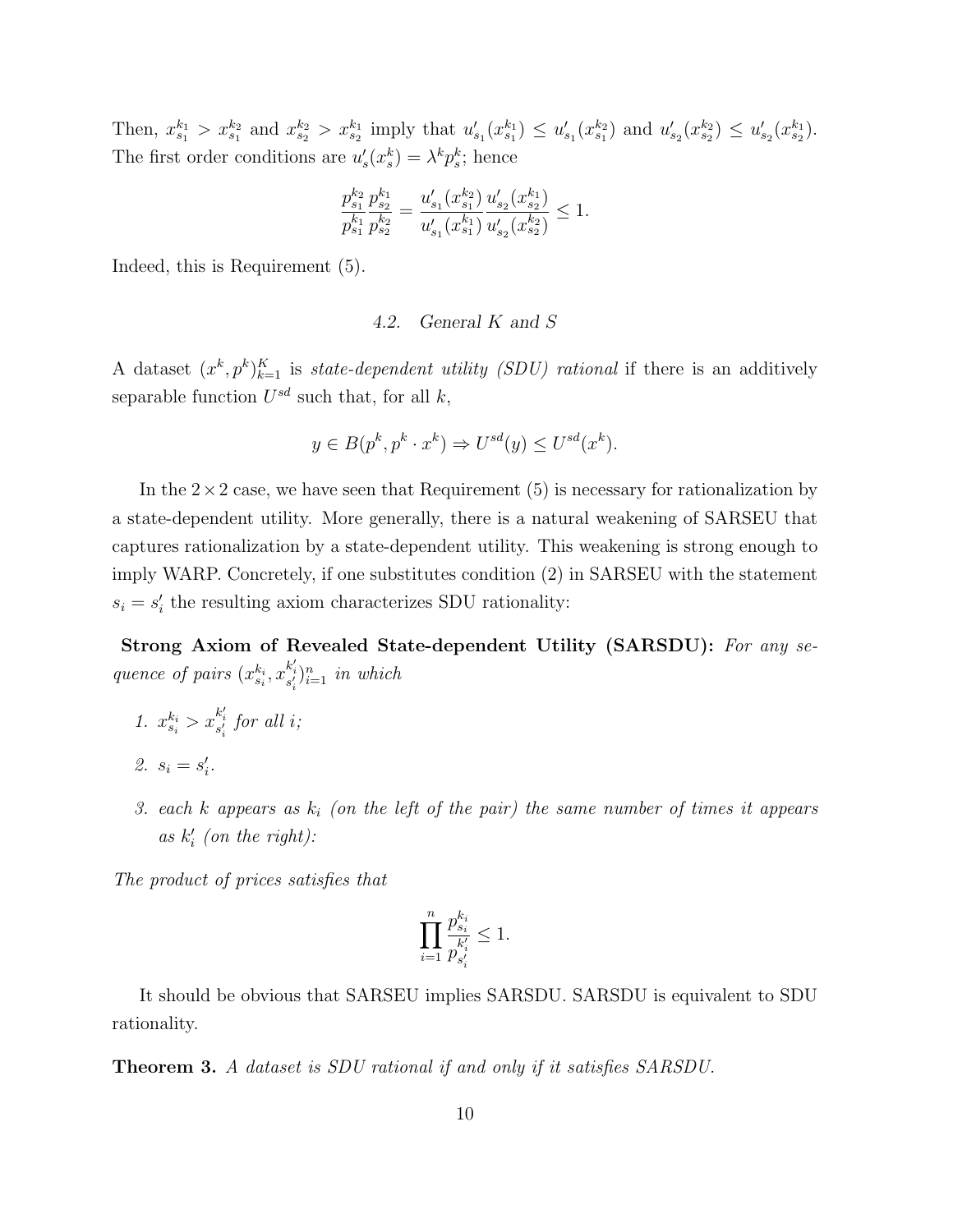Then, $x^{k_1}_{s_1} > x^{k_2}_{s_1}$ and $x^{k_2}_{s_2} > x^{k_1}_{s_2}$ imply that $u'_{s_1}(x^{k_1}_{s_1}) \leq u'_{s_1}(x^{k_2}_{s_1})$ and $u'_{s_2}(x^{k_2}_{s_2}) \leq u'_{s_2}(x^{k_1}_{s_2})$. The first order conditions are $u'_s(x^k_s) = \lambda^k p^k_s$; hence

$$\frac{p^{k_2}_{s_1}}{p^{k_1}_{s_1}} \frac{p^{k_1}_{s_2}}{p^{k_2}_{s_2}} = \frac{u'_{s_1}(x^{k_2}_{s_1})}{u'_{s_1}(x^{k_1}_{s_1})} \frac{u'_{s_2}(x^{k_1}_{s_2})}{u'_{s_2}(x^{k_2}_{s_2})} \leq 1.$$

Indeed, this is Requirement (5).

### 4.2. General $K$ and $S$

A dataset $(x^k, p^k)_{k=1}^K$ is *state-dependent utility (SDU) rational* if there is an additively separable function $U^{sd}$ such that, for all $k$,

$$y \in B(p^k, p^k \cdot x^k) \Rightarrow U^{sd}(y) \leq U^{sd}(x^k).$$

In the $2 \times 2$ case, we have seen that Requirement (5) is necessary for rationalization by a state-dependent utility. More generally, there is a natural weakening of SARSEU that captures rationalization by a state-dependent utility. This weakening is strong enough to imply WARP. Concretely, if one substitutes condition (2) in SARSEU with the statement $s_i = s'_i$ the resulting axiom characterizes SDU rationality:

**Strong Axiom of Revealed State-dependent Utility (SARSDU):** *For any sequence of pairs $(x^{k_i}_{s_i}, x^{k'_i}_{s'_i})_{i=1}^n$ in which*

1. $x^{k_i}_{s_i} > x^{k'_i}_{s'_i}$ *for all $i$;*
2. $s_i = s'_i$.
3. *each $k$ appears as $k_i$ (on the left of the pair) the same number of times it appears as $k'_i$ (on the right):*

*The product of prices satisfies that*

$$\prod_{i=1}^{n} \frac{p^{k_i}_{s_i}}{p^{k'_i}_{s'_i}} \leq 1.$$

It should be obvious that SARSEU implies SARSDU. SARSDU is equivalent to SDU rationality.

**Theorem 3.** *A dataset is SDU rational if and only if it satisfies SARSDU.*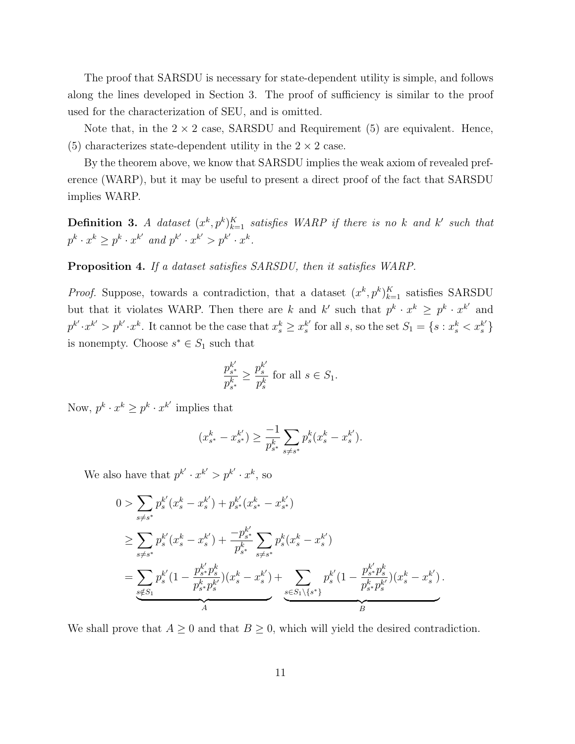The proof that SARSDU is necessary for state-dependent utility is simple, and follows along the lines developed in Section 3. The proof of sufficiency is similar to the proof used for the characterization of SEU, and is omitted.

Note that, in the $2 \times 2$ case, SARSDU and Requirement (5) are equivalent. Hence, (5) characterizes state-dependent utility in the $2 \times 2$ case.

By the theorem above, we know that SARSDU implies the weak axiom of revealed preference (WARP), but it may be useful to present a direct proof of the fact that SARSDU implies WARP.

**Definition 3.** *A dataset $(x^k, p^k)_{k=1}^K$ satisfies WARP if there is no $k$ and $k'$ such that $p^k \cdot x^k \geq p^k \cdot x^{k'}$ and $p^{k'} \cdot x^{k'} > p^{k'} \cdot x^k$.*

**Proposition 4.** *If a dataset satisfies SARSDU, then it satisfies WARP.*

*Proof.* Suppose, towards a contradiction, that a dataset $(x^k, p^k)_{k=1}^K$ satisfies SARSDU but that it violates WARP. Then there are $k$ and $k'$ such that $p^k \cdot x^k \geq p^k \cdot x^{k'}$ and $p^{k'} \cdot x^{k'} > p^{k'} \cdot x^k$. It cannot be the case that $x^k_s \geq x^{k'}_s$ for all $s$, so the set $S_1 = \{s : x^k_s < x^{k'}_s\}$ is nonempty. Choose $s^* \in S_1$ such that

$$\frac{p^{k'}_{s^*}}{p^k_{s^*}} \geq \frac{p^{k'}_s}{p^k_s} \text{ for all } s \in S_1.$$

Now, $p^k \cdot x^k \geq p^k \cdot x^{k'}$ implies that

$$(x^k_{s^*} - x^{k'}_{s^*}) \geq \frac{-1}{p^k_{s^*}} \sum_{s \neq s^*} p^k_s (x^k_s - x^{k'}_s).$$

We also have that $p^{k'} \cdot x^{k'} > p^{k'} \cdot x^k$, so

$$\begin{aligned}
0 &> \sum_{s \neq s^*} p^{k'}_s (x^k_s - x^{k'}_s) + p^{k'}_{s^*}(x^k_{s^*} - x^{k'}_{s^*}) \\
&\geq \sum_{s \neq s^*} p^{k'}_s (x^k_s - x^{k'}_s) + \frac{-p^{k'}_{s^*}}{p^k_{s^*}} \sum_{s \neq s^*} p^k_s (x^k_s - x^{k'}_s) \\
&= \underbrace{\sum_{s \notin S_1} p^{k'}_s \left(1 - \frac{p^{k'}_{s^*} p^k_s}{p^k_{s^*} p^{k'}_s}\right)(x^k_s - x^{k'}_s)}_{A} + \underbrace{\sum_{s \in S_1 \setminus \{s^*\}} p^{k'}_s \left(1 - \frac{p^{k'}_{s^*} p^k_s}{p^k_{s^*} p^{k'}_s}\right)(x^k_s - x^{k'}_s)}_{B}.
\end{aligned}$$

We shall prove that $A \geq 0$ and that $B \geq 0$, which will yield the desired contradiction.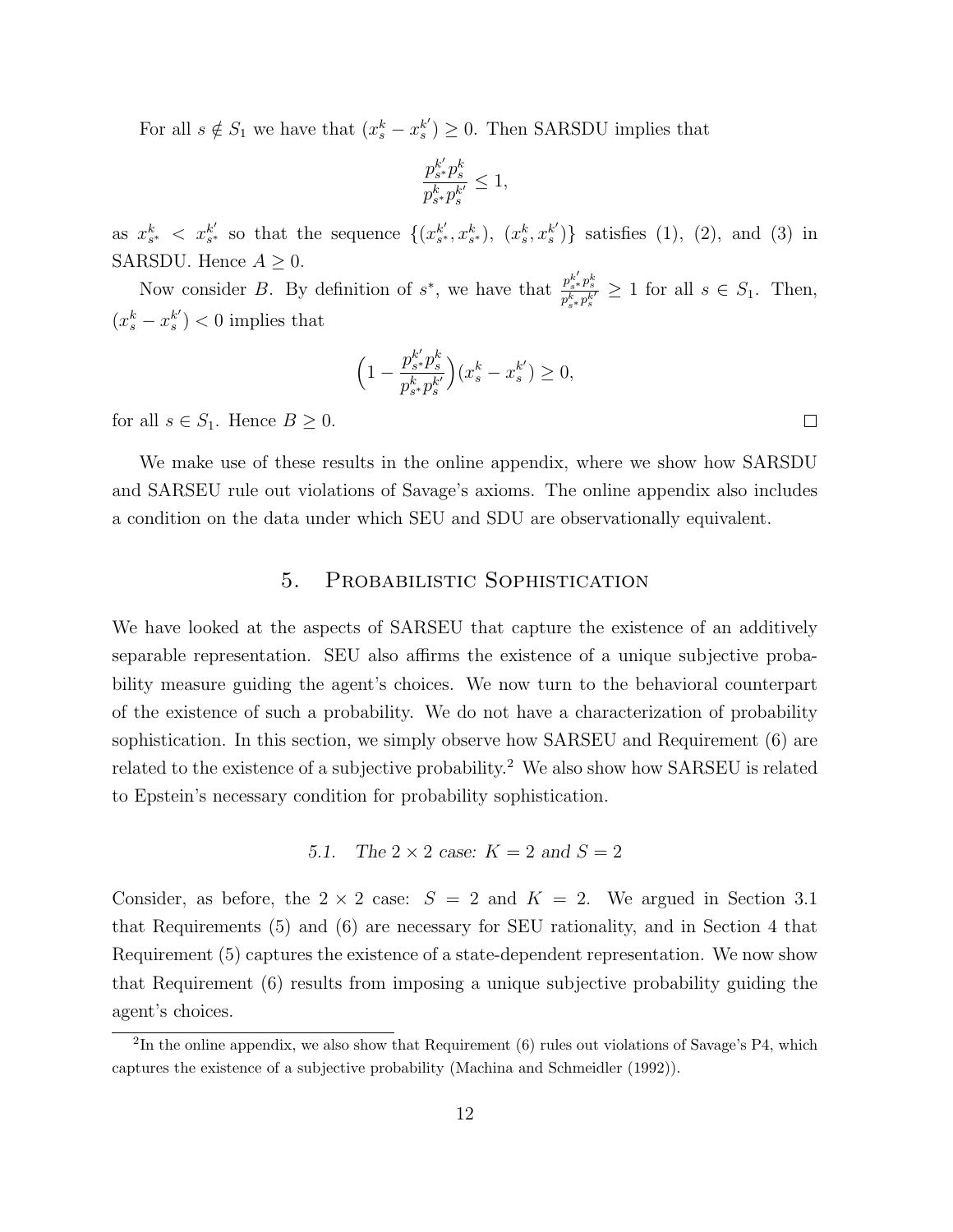For all $s \notin S_1$ we have that $(x_s^k - x_s^{k'}) \geq 0$. Then SARSDU implies that

$$\frac{p_{s^*}^{k'} p_s^k}{p_{s^*}^k p_s^{k'}} \leq 1,$$

as $x_{s^*}^k < x_{s^*}^{k'}$ so that the sequence $\{(x_{s^*}^{k'}, x_{s^*}^k),\ (x_s^k, x_s^{k'})\}$ satisfies (1), (2), and (3) in SARSDU. Hence $A \geq 0$.

Now consider $B$. By definition of $s^*$, we have that $\frac{p_{s^*}^{k'} p_s^k}{p_{s^*}^k p_s^{k'}} \geq 1$ for all $s \in S_1$. Then, $(x_s^k - x_s^{k'}) < 0$ implies that

$$\Big(1 - \frac{p_{s^*}^{k'} p_s^k}{p_{s^*}^k p_s^{k'}}\Big)(x_s^k - x_s^{k'}) \geq 0,$$

for all $s \in S_1$. Hence $B \geq 0$. $\square$

We make use of these results in the online appendix, where we show how SARSDU and SARSEU rule out violations of Savage's axioms. The online appendix also includes a condition on the data under which SEU and SDU are observationally equivalent.

## 5. Probabilistic Sophistication

We have looked at the aspects of SARSEU that capture the existence of an additively separable representation. SEU also affirms the existence of a unique subjective probability measure guiding the agent's choices. We now turn to the behavioral counterpart of the existence of such a probability. We do not have a characterization of probability sophistication. In this section, we simply observe how SARSEU and Requirement (6) are related to the existence of a subjective probability.[2] We also show how SARSEU is related to Epstein's necessary condition for probability sophistication.

### 5.1. *The $2 \times 2$ case: $K = 2$ and $S = 2$*

Consider, as before, the $2 \times 2$ case: $S = 2$ and $K = 2$. We argued in Section 3.1 that Requirements (5) and (6) are necessary for SEU rationality, and in Section 4 that Requirement (5) captures the existence of a state-dependent representation. We now show that Requirement (6) results from imposing a unique subjective probability guiding the agent's choices.

[2] In the online appendix, we also show that Requirement (6) rules out violations of Savage's P4, which captures the existence of a subjective probability (Machina and Schmeidler (1992)).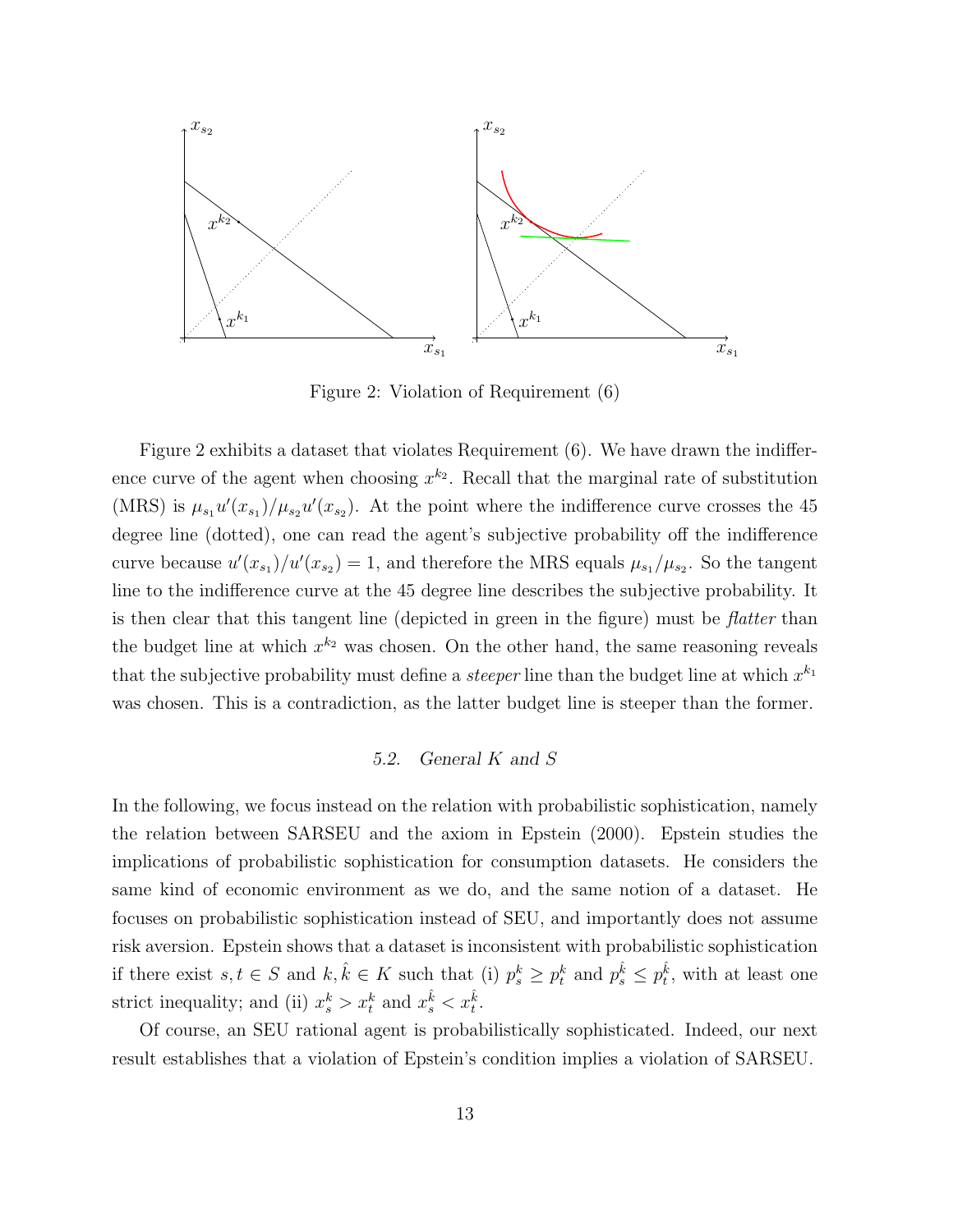Figure 2: Violation of Requirement (6)

Figure 2 exhibits a dataset that violates Requirement (6). We have drawn the indifference curve of the agent when choosing $x^{k_2}$. Recall that the marginal rate of substitution (MRS) is $\mu_{s_1} u'(x_{s_1})/\mu_{s_2} u'(x_{s_2})$. At the point where the indifference curve crosses the 45 degree line (dotted), one can read the agent's subjective probability off the indifference curve because $u'(x_{s_1})/u'(x_{s_2}) = 1$, and therefore the MRS equals $\mu_{s_1}/\mu_{s_2}$. So the tangent line to the indifference curve at the 45 degree line describes the subjective probability. It is then clear that this tangent line (depicted in green in the figure) must be *flatter* than the budget line at which $x^{k_2}$ was chosen. On the other hand, the same reasoning reveals that the subjective probability must define a *steeper* line than the budget line at which $x^{k_1}$ was chosen. This is a contradiction, as the latter budget line is steeper than the former.

### 5.2. General $K$ and $S$

In the following, we focus instead on the relation with probabilistic sophistication, namely the relation between SARSEU and the axiom in Epstein (2000). Epstein studies the implications of probabilistic sophistication for consumption datasets. He considers the same kind of economic environment as we do, and the same notion of a dataset. He focuses on probabilistic sophistication instead of SEU, and importantly does not assume risk aversion. Epstein shows that a dataset is inconsistent with probabilistic sophistication if there exist $s, t \in S$ and $k, \hat{k} \in K$ such that (i) $p_s^k \geq p_t^k$ and $p_s^{\hat{k}} \leq p_t^{\hat{k}}$, with at least one strict inequality; and (ii) $x_s^k > x_t^k$ and $x_s^{\hat{k}} < x_t^{\hat{k}}$.

Of course, an SEU rational agent is probabilistically sophisticated. Indeed, our next result establishes that a violation of Epstein's condition implies a violation of SARSEU.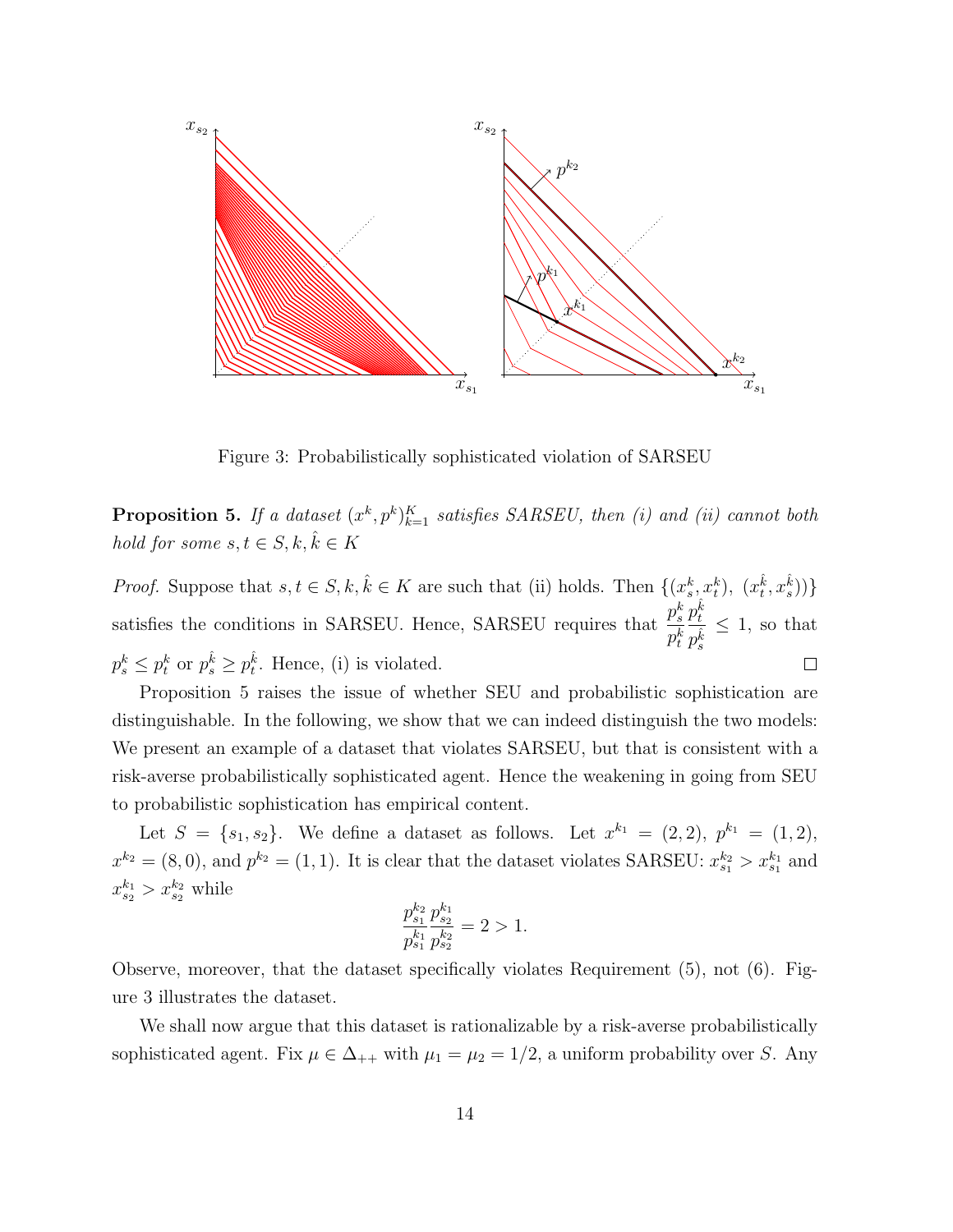Figure 3: Probabilistically sophisticated violation of SARSEU

**Proposition 5.** *If a dataset $(x^k, p^k)_{k=1}^K$ satisfies SARSEU, then (i) and (ii) cannot both hold for some $s, t \in S, k, \hat{k} \in K$*

*Proof.* Suppose that $s, t \in S, k, \hat{k} \in K$ are such that (ii) holds. Then $\{(x_s^k, x_t^k),\ (x_t^{\hat{k}}, x_s^{\hat{k}})\}$ satisfies the conditions in SARSEU. Hence, SARSEU requires that $\dfrac{p_s^k}{p_t^k}\dfrac{p_t^{\hat{k}}}{p_s^{\hat{k}}} \leq 1$, so that $p_s^k \leq p_t^k$ or $p_s^{\hat{k}} \geq p_t^{\hat{k}}$. Hence, (i) is violated. □

Proposition 5 raises the issue of whether SEU and probabilistic sophistication are distinguishable. In the following, we show that we can indeed distinguish the two models: We present an example of a dataset that violates SARSEU, but that is consistent with a risk-averse probabilistically sophisticated agent. Hence the weakening in going from SEU to probabilistic sophistication has empirical content.

Let $S = \{s_1, s_2\}$. We define a dataset as follows. Let $x^{k_1} = (2, 2)$, $p^{k_1} = (1, 2)$, $x^{k_2} = (8, 0)$, and $p^{k_2} = (1, 1)$. It is clear that the dataset violates SARSEU: $x_{s_1}^{k_2} > x_{s_1}^{k_1}$ and $x_{s_2}^{k_1} > x_{s_2}^{k_2}$ while

$$\frac{p_{s_1}^{k_2}}{p_{s_1}^{k_1}}\frac{p_{s_2}^{k_1}}{p_{s_2}^{k_2}} = 2 > 1.$$

Observe, moreover, that the dataset specifically violates Requirement (5), not (6). Figure 3 illustrates the dataset.

We shall now argue that this dataset is rationalizable by a risk-averse probabilistically sophisticated agent. Fix $\mu \in \Delta_{++}$ with $\mu_1 = \mu_2 = 1/2$, a uniform probability over $S$. Any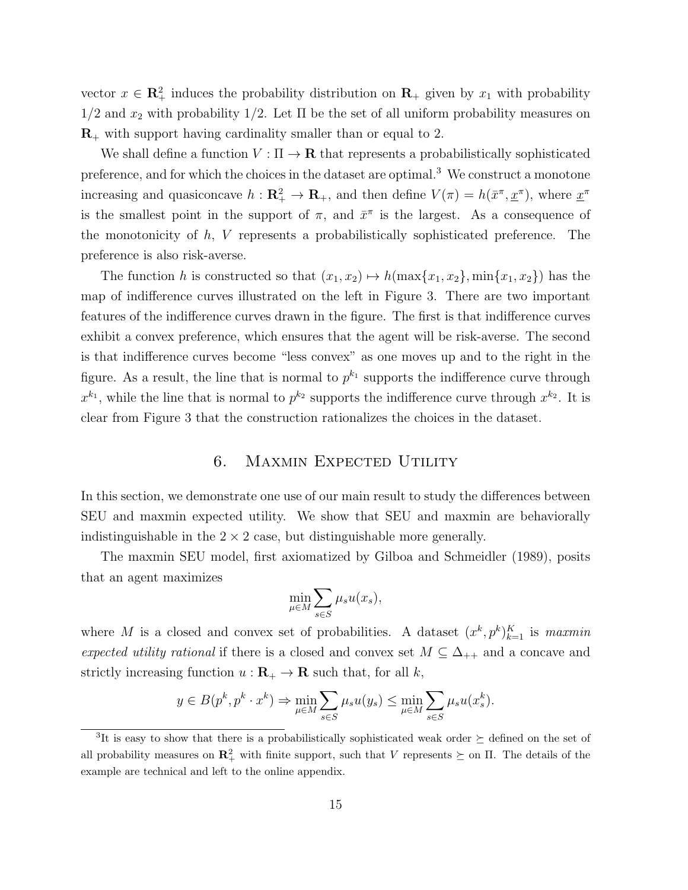vector $x \in \mathbf{R}^2_+$ induces the probability distribution on $\mathbf{R}_+$ given by $x_1$ with probability $1/2$ and $x_2$ with probability $1/2$. Let $\Pi$ be the set of all uniform probability measures on $\mathbf{R}_+$ with support having cardinality smaller than or equal to 2.

We shall define a function $V : \Pi \to \mathbf{R}$ that represents a probabilistically sophisticated preference, and for which the choices in the dataset are optimal.[3] We construct a monotone increasing and quasiconcave $h : \mathbf{R}^2_+ \to \mathbf{R}_+$, and then define $V(\pi) = h(\bar{x}^\pi, \underline{x}^\pi)$, where $\underline{x}^\pi$ is the smallest point in the support of $\pi$, and $\bar{x}^\pi$ is the largest. As a consequence of the monotonicity of $h$, $V$ represents a probabilistically sophisticated preference. The preference is also risk-averse.

The function $h$ is constructed so that $(x_1, x_2) \mapsto h(\max\{x_1, x_2\}, \min\{x_1, x_2\})$ has the map of indifference curves illustrated on the left in Figure 3. There are two important features of the indifference curves drawn in the figure. The first is that indifference curves exhibit a convex preference, which ensures that the agent will be risk-averse. The second is that indifference curves become "less convex" as one moves up and to the right in the figure. As a result, the line that is normal to $p^{k_1}$ supports the indifference curve through $x^{k_1}$, while the line that is normal to $p^{k_2}$ supports the indifference curve through $x^{k_2}$. It is clear from Figure 3 that the construction rationalizes the choices in the dataset.

## 6. Maxmin Expected Utility

In this section, we demonstrate one use of our main result to study the differences between SEU and maxmin expected utility. We show that SEU and maxmin are behaviorally indistinguishable in the $2 \times 2$ case, but distinguishable more generally.

The maxmin SEU model, first axiomatized by Gilboa and Schmeidler (1989), posits that an agent maximizes

$$\min_{\mu \in M} \sum_{s \in S} \mu_s u(x_s),$$

where $M$ is a closed and convex set of probabilities. A dataset $(x^k, p^k)_{k=1}^K$ is *maxmin expected utility rational* if there is a closed and convex set $M \subseteq \Delta_{++}$ and a concave and strictly increasing function $u : \mathbf{R}_+ \to \mathbf{R}$ such that, for all $k$,

$$y \in B(p^k, p^k \cdot x^k) \Rightarrow \min_{\mu \in M} \sum_{s \in S} \mu_s u(y_s) \leq \min_{\mu \in M} \sum_{s \in S} \mu_s u(x^k_s).$$

[3] It is easy to show that there is a probabilistically sophisticated weak order $\succeq$ defined on the set of all probability measures on $\mathbf{R}^2_+$ with finite support, such that $V$ represents $\succeq$ on $\Pi$. The details of the example are technical and left to the online appendix.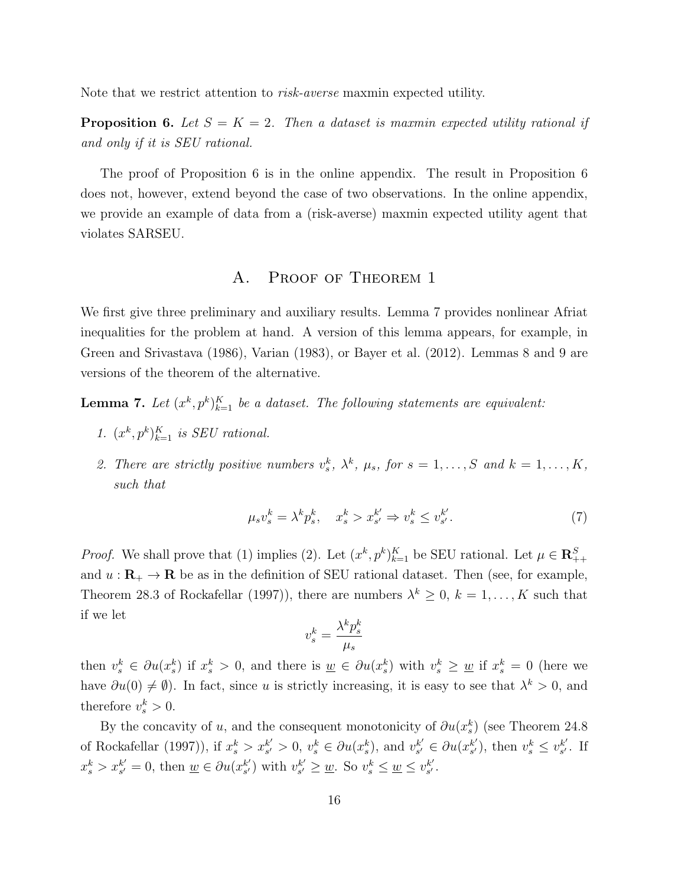Note that we restrict attention to *risk-averse* maxmin expected utility.

**Proposition 6.** *Let $S = K = 2$. Then a dataset is maxmin expected utility rational if and only if it is SEU rational.*

The proof of Proposition 6 is in the online appendix. The result in Proposition 6 does not, however, extend beyond the case of two observations. In the online appendix, we provide an example of data from a (risk-averse) maxmin expected utility agent that violates SARSEU.

# A. Proof of Theorem 1

We first give three preliminary and auxiliary results. Lemma 7 provides nonlinear Afriat inequalities for the problem at hand. A version of this lemma appears, for example, in Green and Srivastava (1986), Varian (1983), or Bayer et al. (2012). Lemmas 8 and 9 are versions of the theorem of the alternative.

**Lemma 7.** *Let $(x^k, p^k)_{k=1}^K$ be a dataset. The following statements are equivalent:*

1. *$(x^k, p^k)_{k=1}^K$ is SEU rational.*
2. *There are strictly positive numbers $v_s^k$, $\lambda^k$, $\mu_s$, for $s = 1, \ldots, S$ and $k = 1, \ldots, K$, such that*

$$\mu_s v_s^k = \lambda^k p_s^k, \quad x_s^k > x_{s'}^{k'} \Rightarrow v_s^k \leq v_{s'}^{k'}. \tag{7}$$

*Proof.* We shall prove that (1) implies (2). Let $(x^k, p^k)_{k=1}^K$ be SEU rational. Let $\mu \in \mathbf{R}_{++}^S$ and $u : \mathbf{R}_+ \to \mathbf{R}$ be as in the definition of SEU rational dataset. Then (see, for example, Theorem 28.3 of Rockafellar (1997)), there are numbers $\lambda^k \geq 0$, $k = 1, \ldots, K$ such that if we let

$$v_s^k = \frac{\lambda^k p_s^k}{\mu_s}$$

then $v_s^k \in \partial u(x_s^k)$ if $x_s^k > 0$, and there is $\underline{w} \in \partial u(x_s^k)$ with $v_s^k \geq \underline{w}$ if $x_s^k = 0$ (here we have $\partial u(0) \neq \emptyset$). In fact, since $u$ is strictly increasing, it is easy to see that $\lambda^k > 0$, and therefore $v_s^k > 0$.

By the concavity of $u$, and the consequent monotonicity of $\partial u(x_s^k)$ (see Theorem 24.8 of Rockafellar (1997)), if $x_s^k > x_{s'}^{k'} > 0$, $v_s^k \in \partial u(x_s^k)$, and $v_{s'}^{k'} \in \partial u(x_{s'}^{k'})$, then $v_s^k \leq v_{s'}^{k'}$. If $x_s^k > x_{s'}^{k'} = 0$, then $\underline{w} \in \partial u(x_{s'}^{k'})$ with $v_{s'}^{k'} \geq \underline{w}$. So $v_s^k \leq \underline{w} \leq v_{s'}^{k'}$.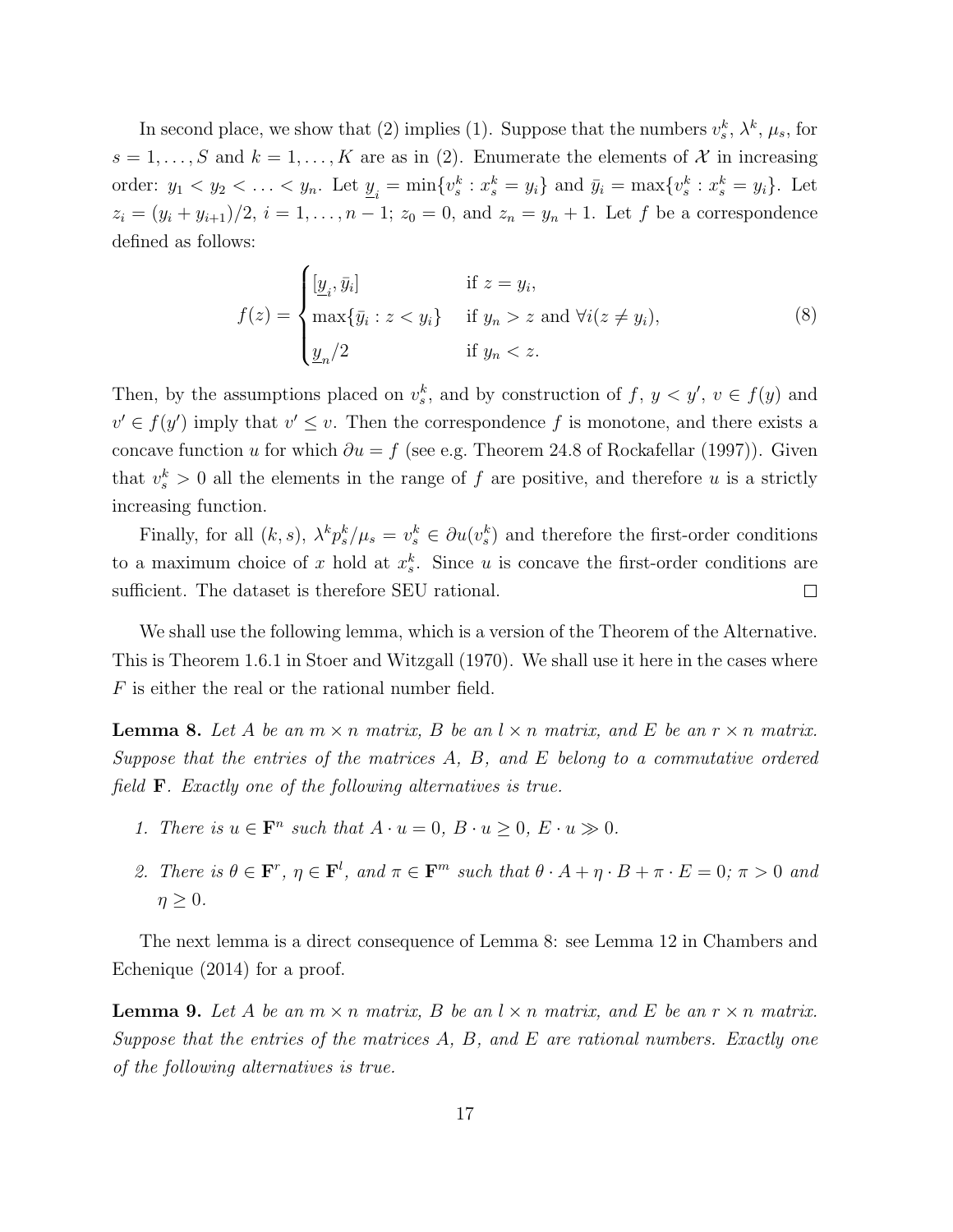In second place, we show that (2) implies (1). Suppose that the numbers $v_s^k$, $\lambda^k$, $\mu_s$, for $s = 1, \ldots, S$ and $k = 1, \ldots, K$ are as in (2). Enumerate the elements of $\mathcal{X}$ in increasing order: $y_1 < y_2 < \ldots < y_n$. Let $\underline{y}_i = \min\{v_s^k : x_s^k = y_i\}$ and $\bar{y}_i = \max\{v_s^k : x_s^k = y_i\}$. Let $z_i = (y_i + y_{i+1})/2$, $i = 1, \ldots, n-1$; $z_0 = 0$, and $z_n = y_n + 1$. Let $f$ be a correspondence defined as follows:

$$f(z) = \begin{cases} [\underline{y}_i, \bar{y}_i] & \text{if } z = y_i, \\ \max\{\bar{y}_i : z < y_i\} & \text{if } y_n > z \text{ and } \forall i (z \neq y_i), \\ \underline{y}_n/2 & \text{if } y_n < z. \end{cases} \tag{8}$$

Then, by the assumptions placed on $v_s^k$, and by construction of $f$, $y < y'$, $v \in f(y)$ and $v' \in f(y')$ imply that $v' \leq v$. Then the correspondence $f$ is monotone, and there exists a concave function $u$ for which $\partial u = f$ (see e.g. Theorem 24.8 of Rockafellar (1997)). Given that $v_s^k > 0$ all the elements in the range of $f$ are positive, and therefore $u$ is a strictly increasing function.

Finally, for all $(k, s)$, $\lambda^k p_s^k / \mu_s = v_s^k \in \partial u(v_s^k)$ and therefore the first-order conditions to a maximum choice of $x$ hold at $x_s^k$. Since $u$ is concave the first-order conditions are sufficient. The dataset is therefore SEU rational. $\square$

We shall use the following lemma, which is a version of the Theorem of the Alternative. This is Theorem 1.6.1 in Stoer and Witzgall (1970). We shall use it here in the cases where $F$ is either the real or the rational number field.

**Lemma 8.** *Let $A$ be an $m \times n$ matrix, $B$ be an $l \times n$ matrix, and $E$ be an $r \times n$ matrix. Suppose that the entries of the matrices $A$, $B$, and $E$ belong to a commutative ordered field $\mathbf{F}$. Exactly one of the following alternatives is true.*

1. *There is $u \in \mathbf{F}^n$ such that $A \cdot u = 0$, $B \cdot u \geq 0$, $E \cdot u \gg 0$.*
2. *There is $\theta \in \mathbf{F}^r$, $\eta \in \mathbf{F}^l$, and $\pi \in \mathbf{F}^m$ such that $\theta \cdot A + \eta \cdot B + \pi \cdot E = 0$; $\pi > 0$ and $\eta \geq 0$.*

The next lemma is a direct consequence of Lemma 8: see Lemma 12 in Chambers and Echenique (2014) for a proof.

**Lemma 9.** *Let $A$ be an $m \times n$ matrix, $B$ be an $l \times n$ matrix, and $E$ be an $r \times n$ matrix. Suppose that the entries of the matrices $A$, $B$, and $E$ are rational numbers. Exactly one of the following alternatives is true.*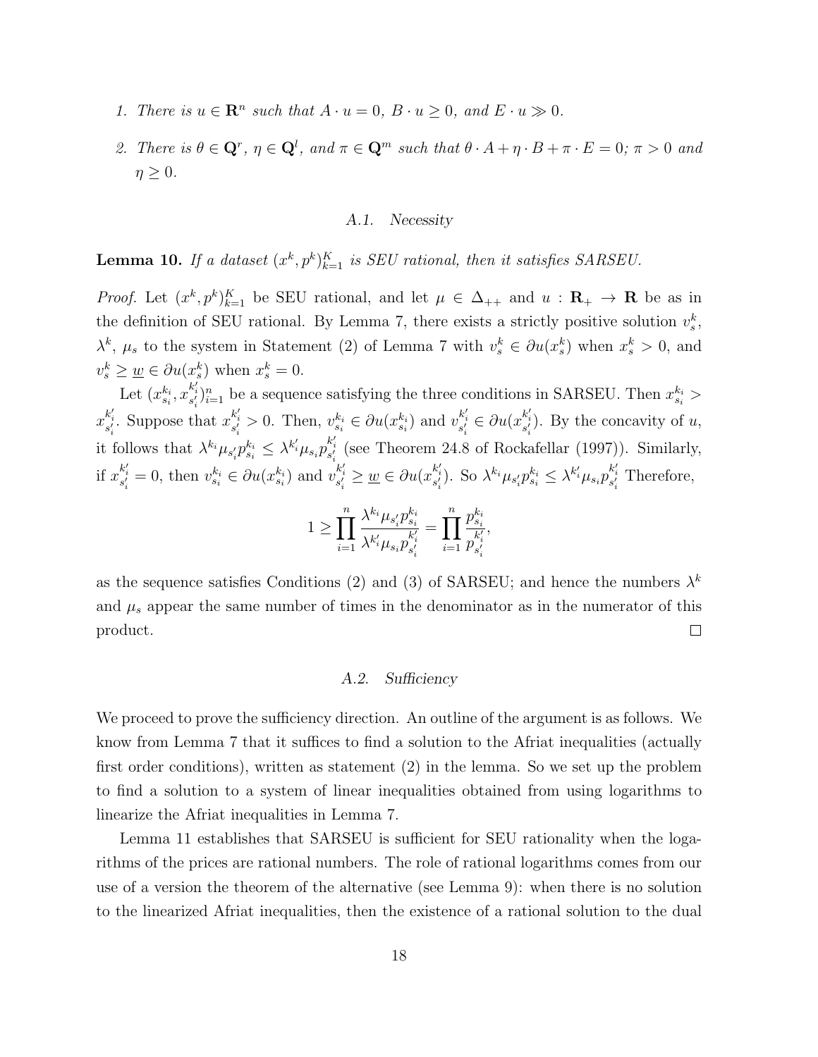1. *There is $u \in \mathbf{R}^n$ such that $A \cdot u = 0$, $B \cdot u \geq 0$, and $E \cdot u \gg 0$.*

2. *There is $\theta \in \mathbf{Q}^r$, $\eta \in \mathbf{Q}^l$, and $\pi \in \mathbf{Q}^m$ such that $\theta \cdot A + \eta \cdot B + \pi \cdot E = 0$; $\pi > 0$ and $\eta \geq 0$.*

### A.1. *Necessity*

**Lemma 10.** *If a dataset $(x^k, p^k)_{k=1}^K$ is SEU rational, then it satisfies SARSEU.*

*Proof.* Let $(x^k, p^k)_{k=1}^K$ be SEU rational, and let $\mu \in \Delta_{++}$ and $u : \mathbf{R}_+ \to \mathbf{R}$ be as in the definition of SEU rational. By Lemma 7, there exists a strictly positive solution $v_s^k$, $\lambda^k$, $\mu_s$ to the system in Statement (2) of Lemma 7 with $v_s^k \in \partial u(x_s^k)$ when $x_s^k > 0$, and $v_s^k \geq \underline{w} \in \partial u(x_s^k)$ when $x_s^k = 0$.

Let $(x_{s_i}^{k_i}, x_{s_i'}^{k_i'})_{i=1}^n$ be a sequence satisfying the three conditions in SARSEU. Then $x_{s_i}^{k_i} > x_{s_i'}^{k_i'}$. Suppose that $x_{s_i'}^{k_i'} > 0$. Then, $v_{s_i}^{k_i} \in \partial u(x_{s_i}^{k_i})$ and $v_{s_i'}^{k_i'} \in \partial u(x_{s_i'}^{k_i'})$. By the concavity of $u$, it follows that $\lambda^{k_i} \mu_{s_i'} p_{s_i}^{k_i} \leq \lambda^{k_i'} \mu_{s_i} p_{s_i'}^{k_i'}$ (see Theorem 24.8 of Rockafellar (1997)). Similarly, if $x_{s_i'}^{k_i'} = 0$, then $v_{s_i}^{k_i} \in \partial u(x_{s_i}^{k_i})$ and $v_{s_i'}^{k_i'} \geq \underline{w} \in \partial u(x_{s_i'}^{k_i'})$. So $\lambda^{k_i} \mu_{s_i'} p_{s_i}^{k_i} \leq \lambda^{k_i'} \mu_{s_i} p_{s_i'}^{k_i'}$ Therefore,

$$1 \geq \prod_{i=1}^n \frac{\lambda^{k_i} \mu_{s_i'} p_{s_i}^{k_i}}{\lambda^{k_i'} \mu_{s_i} p_{s_i'}^{k_i'}} = \prod_{i=1}^n \frac{p_{s_i}^{k_i}}{p_{s_i'}^{k_i'}},$$

as the sequence satisfies Conditions (2) and (3) of SARSEU; and hence the numbers $\lambda^k$ and $\mu_s$ appear the same number of times in the denominator as in the numerator of this product. □

### A.2. *Sufficiency*

We proceed to prove the sufficiency direction. An outline of the argument is as follows. We know from Lemma 7 that it suffices to find a solution to the Afriat inequalities (actually first order conditions), written as statement (2) in the lemma. So we set up the problem to find a solution to a system of linear inequalities obtained from using logarithms to linearize the Afriat inequalities in Lemma 7.

Lemma 11 establishes that SARSEU is sufficient for SEU rationality when the logarithms of the prices are rational numbers. The role of rational logarithms comes from our use of a version the theorem of the alternative (see Lemma 9): when there is no solution to the linearized Afriat inequalities, then the existence of a rational solution to the dual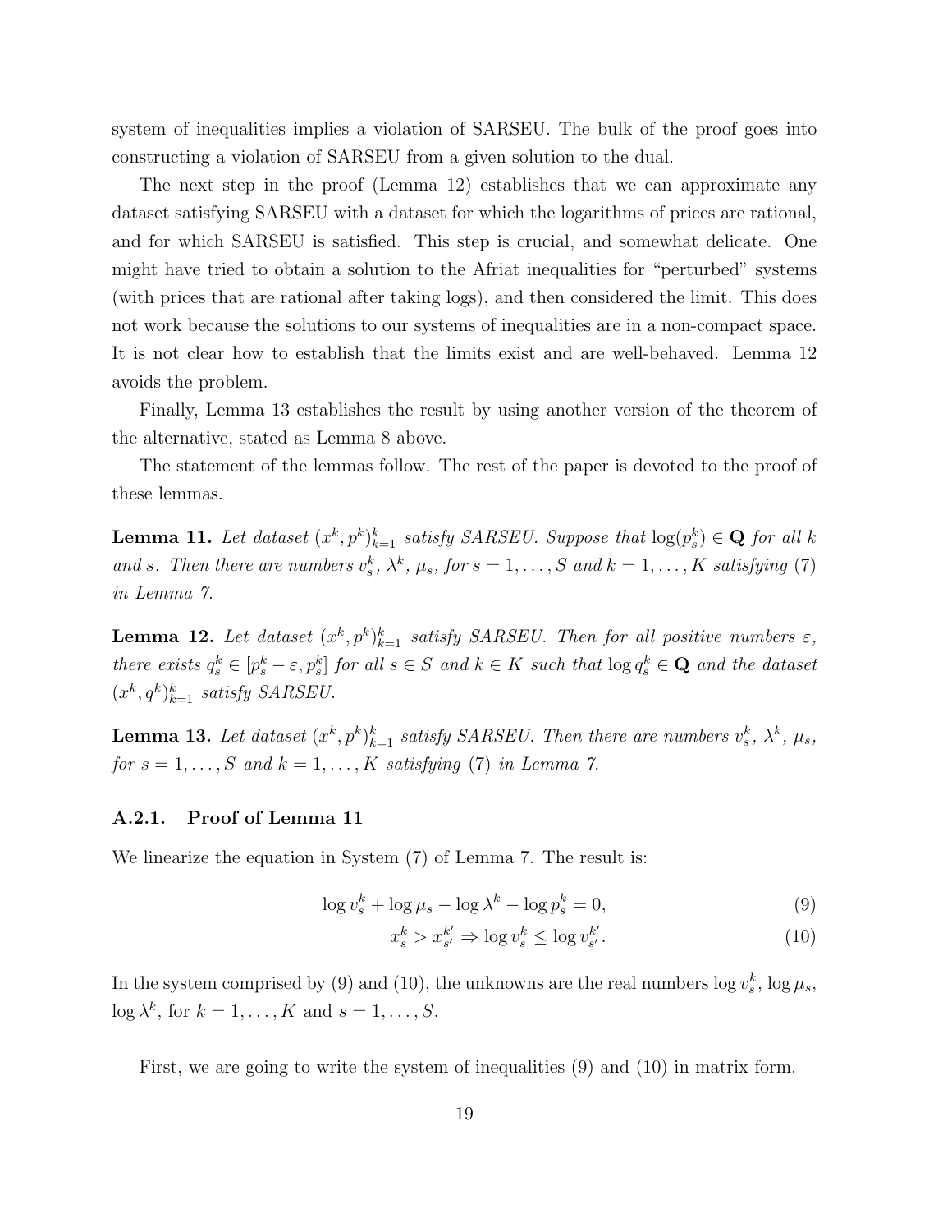system of inequalities implies a violation of SARSEU. The bulk of the proof goes into constructing a violation of SARSEU from a given solution to the dual.

The next step in the proof (Lemma 12) establishes that we can approximate any dataset satisfying SARSEU with a dataset for which the logarithms of prices are rational, and for which SARSEU is satisfied. This step is crucial, and somewhat delicate. One might have tried to obtain a solution to the Afriat inequalities for "perturbed" systems (with prices that are rational after taking logs), and then considered the limit. This does not work because the solutions to our systems of inequalities are in a non-compact space. It is not clear how to establish that the limits exist and are well-behaved. Lemma 12 avoids the problem.

Finally, Lemma 13 establishes the result by using another version of the theorem of the alternative, stated as Lemma 8 above.

The statement of the lemmas follow. The rest of the paper is devoted to the proof of these lemmas.

**Lemma 11.** *Let dataset $(x^k, p^k)_{k=1}^k$ satisfy SARSEU. Suppose that $\log(p_s^k) \in \mathbf{Q}$ for all $k$ and $s$. Then there are numbers $v_s^k$, $\lambda^k$, $\mu_s$, for $s = 1, \ldots, S$ and $k = 1, \ldots, K$ satisfying (7) in Lemma 7.*

**Lemma 12.** *Let dataset $(x^k, p^k)_{k=1}^k$ satisfy SARSEU. Then for all positive numbers $\bar{\varepsilon}$, there exists $q_s^k \in [p_s^k - \bar{\varepsilon}, p_s^k]$ for all $s \in S$ and $k \in K$ such that $\log q_s^k \in \mathbf{Q}$ and the dataset $(x^k, q^k)_{k=1}^k$ satisfy SARSEU.*

**Lemma 13.** *Let dataset $(x^k, p^k)_{k=1}^k$ satisfy SARSEU. Then there are numbers $v_s^k$, $\lambda^k$, $\mu_s$, for $s = 1, \ldots, S$ and $k = 1, \ldots, K$ satisfying (7) in Lemma 7.*

### A.2.1. Proof of Lemma 11

We linearize the equation in System (7) of Lemma 7. The result is:

$$\log v_s^k + \log \mu_s - \log \lambda^k - \log p_s^k = 0, \tag{9}$$

$$x_s^k > x_{s'}^{k'} \Rightarrow \log v_s^k \le \log v_{s'}^{k'}. \tag{10}$$

In the system comprised by (9) and (10), the unknowns are the real numbers $\log v_s^k$, $\log \mu_s$, $\log \lambda^k$, for $k = 1, \ldots, K$ and $s = 1, \ldots, S$.

First, we are going to write the system of inequalities (9) and (10) in matrix form.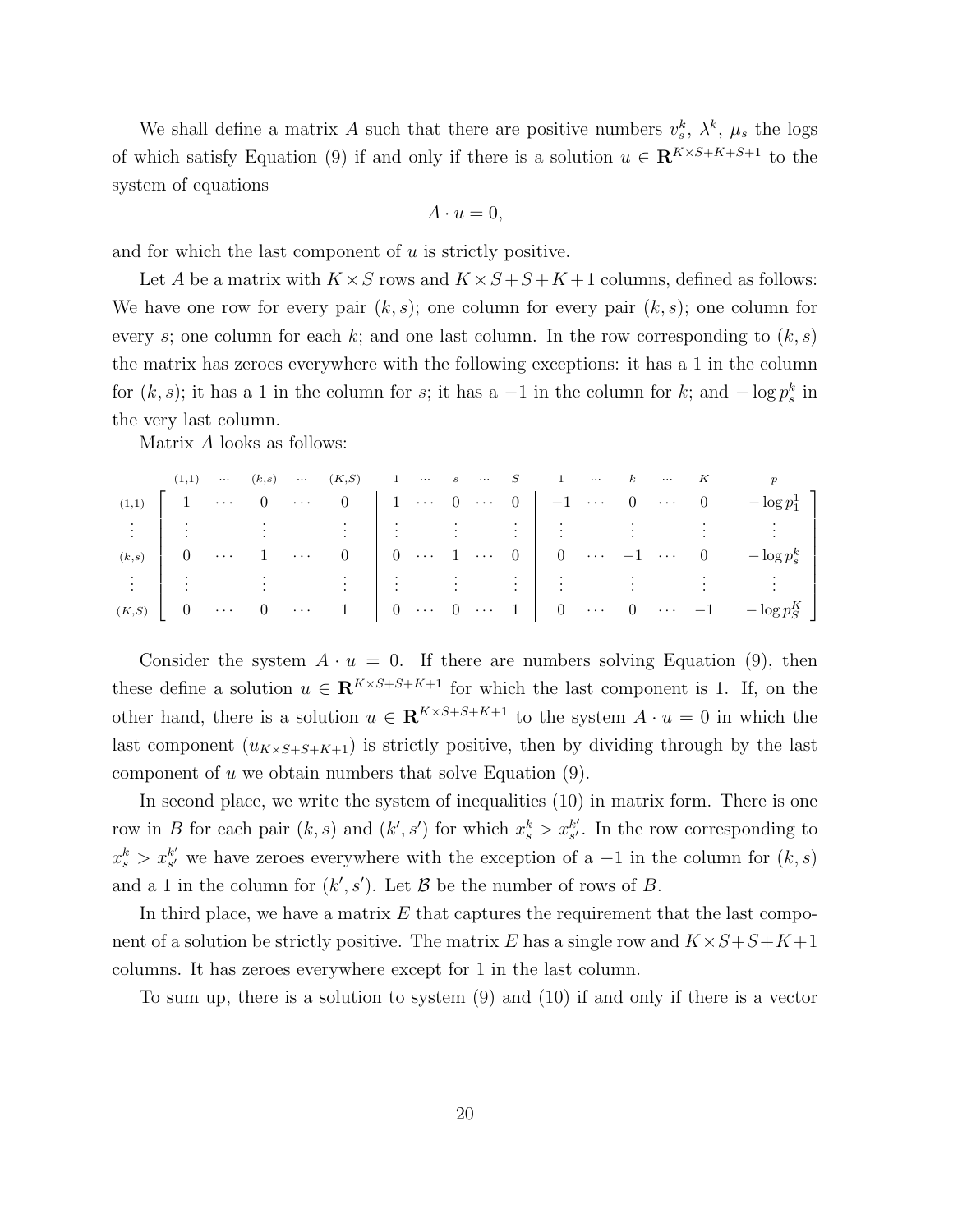We shall define a matrix $A$ such that there are positive numbers $v_s^k$, $\lambda^k$, $\mu_s$ the logs of which satisfy Equation (9) if and only if there is a solution $u \in \mathbf{R}^{K \times S+K+S+1}$ to the system of equations

$$A \cdot u = 0,$$

and for which the last component of $u$ is strictly positive.

Let $A$ be a matrix with $K \times S$ rows and $K \times S + S + K + 1$ columns, defined as follows: We have one row for every pair $(k, s)$; one column for every pair $(k, s)$; one column for every $s$; one column for each $k$; and one last column. In the row corresponding to $(k, s)$ the matrix has zeroes everywhere with the following exceptions: it has a 1 in the column for $(k, s)$; it has a 1 in the column for $s$; it has a $-1$ in the column for $k$; and $-\log p_s^k$ in the very last column.

Matrix $A$ looks as follows:

$$
\begin{array}{c}
\scriptstyle (1,1) \\ \vdots \\ \scriptstyle (k,s) \\ \vdots \\ \scriptstyle (K,S)
\end{array}
\overset{
\begin{array}{ccccccccccccccccc}
\scriptstyle (1,1) & \scriptstyle \cdots & \scriptstyle (k,s) & \scriptstyle \cdots & \scriptstyle (K,S) & \scriptstyle 1 & \scriptstyle \cdots & \scriptstyle s & \scriptstyle \cdots & \scriptstyle S & \scriptstyle 1 & \scriptstyle \cdots & \scriptstyle k & \scriptstyle \cdots & \scriptstyle K & \scriptstyle p
\end{array}
}{
\left[
\begin{array}{ccccc|ccccc|ccccc|c}
1 & \cdots & 0 & \cdots & 0 & 1 & \cdots & 0 & \cdots & 0 & -1 & \cdots & 0 & \cdots & 0 & -\log p_1^1 \\
\vdots & & \vdots & & \vdots & \vdots & & \vdots & & \vdots & \vdots & & \vdots & & \vdots & \vdots \\
0 & \cdots & 1 & \cdots & 0 & 0 & \cdots & 1 & \cdots & 0 & 0 & \cdots & -1 & \cdots & 0 & -\log p_s^k \\
\vdots & & \vdots & & \vdots & \vdots & & \vdots & & \vdots & \vdots & & \vdots & & \vdots & \vdots \\
0 & \cdots & 0 & \cdots & 1 & 0 & \cdots & 0 & \cdots & 1 & 0 & \cdots & 0 & \cdots & -1 & -\log p_S^K
\end{array}
\right]
}
$$

Consider the system $A \cdot u = 0$. If there are numbers solving Equation (9), then these define a solution $u \in \mathbf{R}^{K \times S+S+K+1}$ for which the last component is 1. If, on the other hand, there is a solution $u \in \mathbf{R}^{K \times S+S+K+1}$ to the system $A \cdot u = 0$ in which the last component ($u_{K \times S+S+K+1}$) is strictly positive, then by dividing through by the last component of $u$ we obtain numbers that solve Equation (9).

In second place, we write the system of inequalities (10) in matrix form. There is one row in $B$ for each pair $(k, s)$ and $(k', s')$ for which $x_s^k > x_{s'}^{k'}$. In the row corresponding to $x_s^k > x_{s'}^{k'}$ we have zeroes everywhere with the exception of a $-1$ in the column for $(k, s)$ and a 1 in the column for $(k', s')$. Let $\mathcal{B}$ be the number of rows of $B$.

In third place, we have a matrix $E$ that captures the requirement that the last component of a solution be strictly positive. The matrix $E$ has a single row and $K \times S + S + K + 1$ columns. It has zeroes everywhere except for 1 in the last column.

To sum up, there is a solution to system (9) and (10) if and only if there is a vector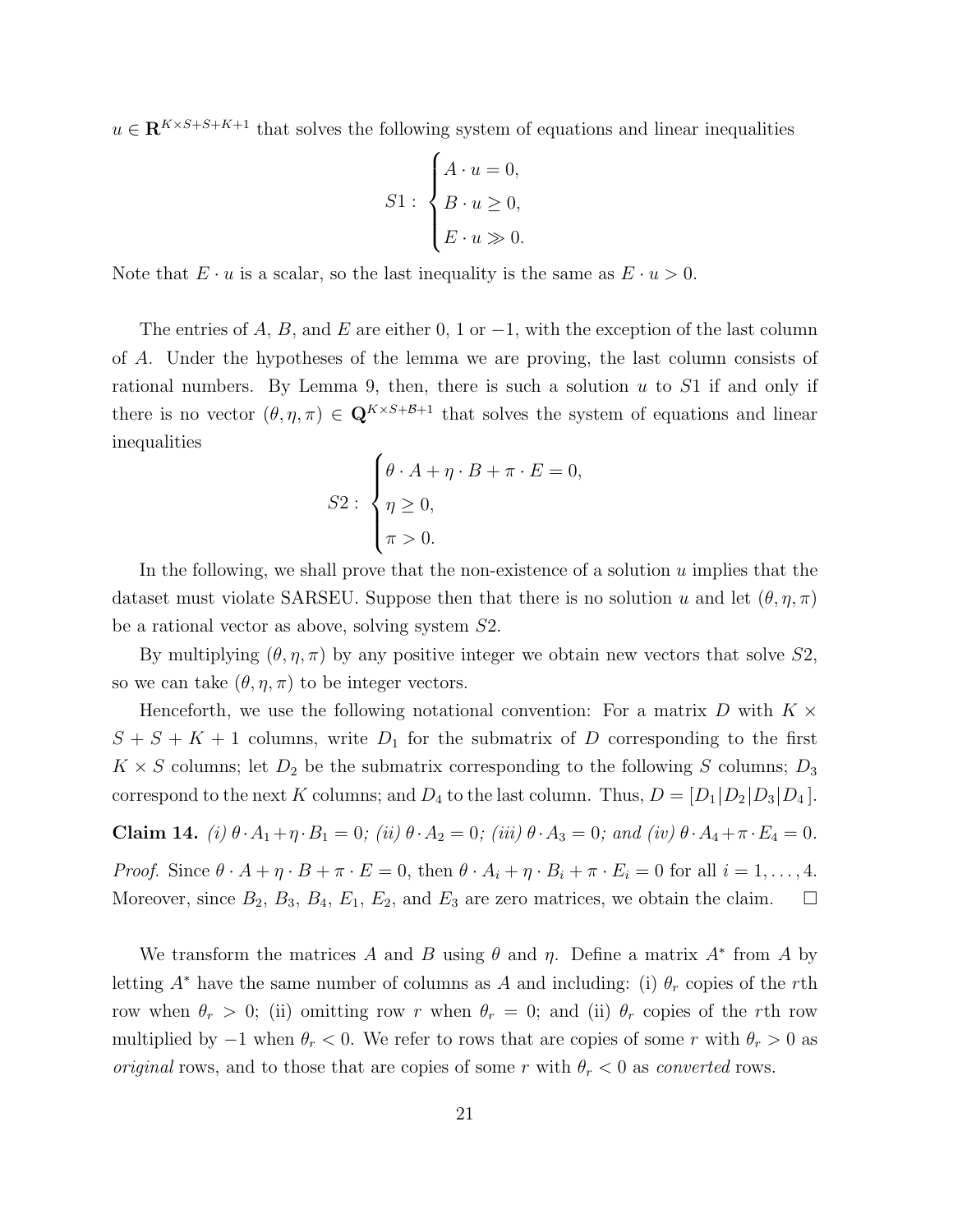$u \in \mathbf{R}^{K \times S + S + K + 1}$ that solves the following system of equations and linear inequalities

$$S1: \begin{cases} A \cdot u = 0, \\ B \cdot u \geq 0, \\ E \cdot u \gg 0. \end{cases}$$

Note that $E \cdot u$ is a scalar, so the last inequality is the same as $E \cdot u > 0$.

The entries of $A$, $B$, and $E$ are either 0, 1 or $-1$, with the exception of the last column of $A$. Under the hypotheses of the lemma we are proving, the last column consists of rational numbers. By Lemma 9, then, there is such a solution $u$ to $S1$ if and only if there is no vector $(\theta, \eta, \pi) \in \mathbf{Q}^{K \times S + \mathcal{B} + 1}$ that solves the system of equations and linear inequalities

$$S2: \begin{cases} \theta \cdot A + \eta \cdot B + \pi \cdot E = 0, \\ \eta \geq 0, \\ \pi > 0. \end{cases}$$

In the following, we shall prove that the non-existence of a solution $u$ implies that the dataset must violate SARSEU. Suppose then that there is no solution $u$ and let $(\theta, \eta, \pi)$ be a rational vector as above, solving system $S2$.

By multiplying $(\theta, \eta, \pi)$ by any positive integer we obtain new vectors that solve $S2$, so we can take $(\theta, \eta, \pi)$ to be integer vectors.

Henceforth, we use the following notational convention: For a matrix $D$ with $K \times S + S + K + 1$ columns, write $D_1$ for the submatrix of $D$ corresponding to the first $K \times S$ columns; let $D_2$ be the submatrix corresponding to the following $S$ columns; $D_3$ correspond to the next $K$ columns; and $D_4$ to the last column. Thus, $D = [D_1|D_2|D_3|D_4]$.

**Claim 14.** *(i) $\theta \cdot A_1 + \eta \cdot B_1 = 0$; (ii) $\theta \cdot A_2 = 0$; (iii) $\theta \cdot A_3 = 0$; and (iv) $\theta \cdot A_4 + \pi \cdot E_4 = 0$.*

*Proof.* Since $\theta \cdot A + \eta \cdot B + \pi \cdot E = 0$, then $\theta \cdot A_i + \eta \cdot B_i + \pi \cdot E_i = 0$ for all $i = 1, \ldots, 4$. Moreover, since $B_2$, $B_3$, $B_4$, $E_1$, $E_2$, and $E_3$ are zero matrices, we obtain the claim. $\square$

We transform the matrices $A$ and $B$ using $\theta$ and $\eta$. Define a matrix $A^*$ from $A$ by letting $A^*$ have the same number of columns as $A$ and including: (i) $\theta_r$ copies of the $r$th row when $\theta_r > 0$; (ii) omitting row $r$ when $\theta_r = 0$; and (ii) $\theta_r$ copies of the $r$th row multiplied by $-1$ when $\theta_r < 0$. We refer to rows that are copies of some $r$ with $\theta_r > 0$ as *original* rows, and to those that are copies of some $r$ with $\theta_r < 0$ as *converted* rows.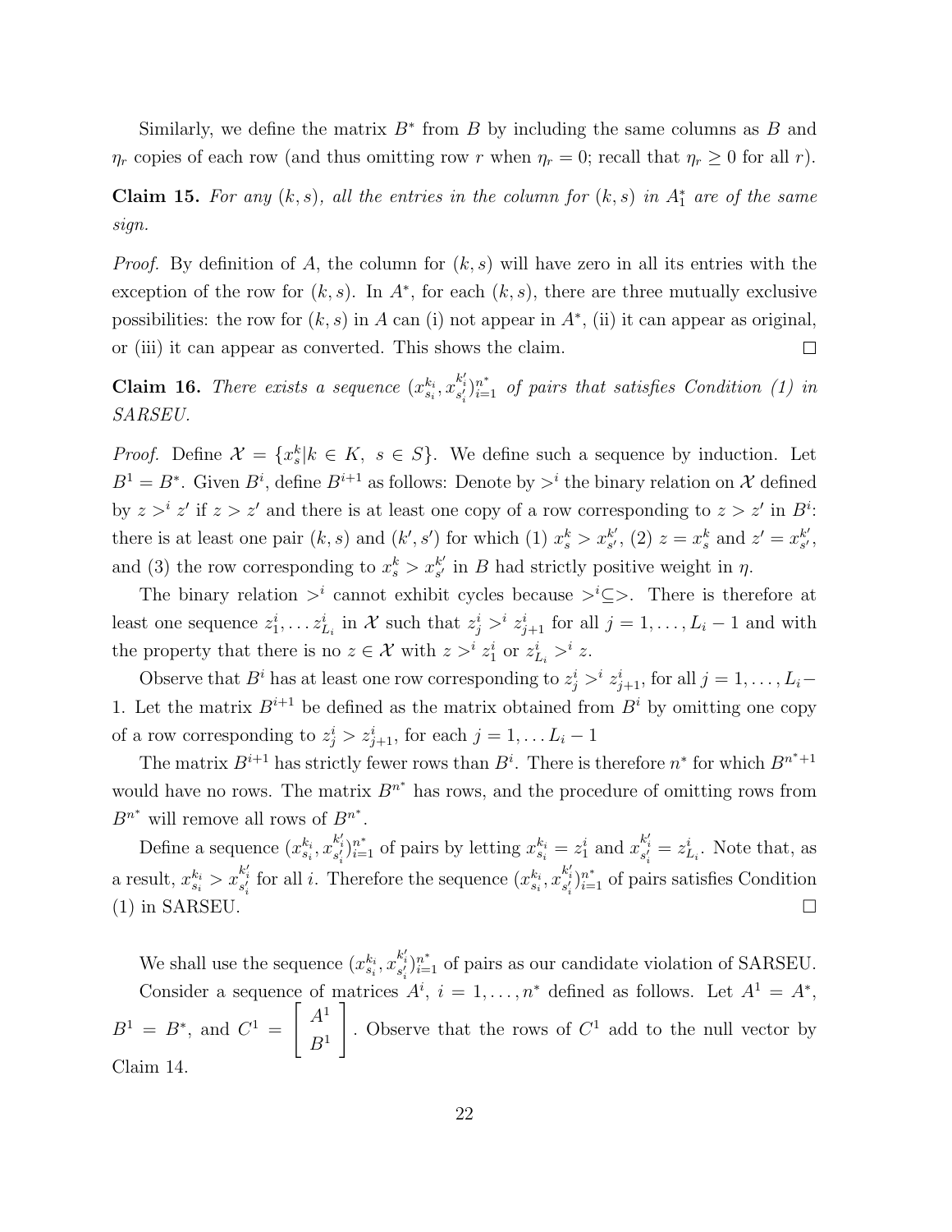Similarly, we define the matrix $B^*$ from $B$ by including the same columns as $B$ and $\eta_r$ copies of each row (and thus omitting row $r$ when $\eta_r = 0$; recall that $\eta_r \geq 0$ for all $r$).

**Claim 15.** *For any $(k, s)$, all the entries in the column for $(k, s)$ in $A_1^*$ are of the same sign.*

*Proof.* By definition of $A$, the column for $(k, s)$ will have zero in all its entries with the exception of the row for $(k, s)$. In $A^*$, for each $(k, s)$, there are three mutually exclusive possibilities: the row for $(k, s)$ in $A$ can (i) not appear in $A^*$, (ii) it can appear as original, or (iii) it can appear as converted. This shows the claim. □

**Claim 16.** *There exists a sequence $(x^{k_i}_{s_i}, x^{k'_i}_{s'_i})_{i=1}^{n^*}$ of pairs that satisfies Condition (1) in SARSEU.*

*Proof.* Define $\mathcal{X} = \{x^k_s | k \in K, \ s \in S\}$. We define such a sequence by induction. Let $B^1 = B^*$. Given $B^i$, define $B^{i+1}$ as follows: Denote by $>^i$ the binary relation on $\mathcal{X}$ defined by $z >^i z'$ if $z > z'$ and there is at least one copy of a row corresponding to $z > z'$ in $B^i$: there is at least one pair $(k, s)$ and $(k', s')$ for which (1) $x^k_s > x^{k'}_{s'}$, (2) $z = x^k_s$ and $z' = x^{k'}_{s'}$, and (3) the row corresponding to $x^k_s > x^{k'}_{s'}$ in $B$ had strictly positive weight in $\eta$.

The binary relation $>^i$ cannot exhibit cycles because $>^i \subseteq >$. There is therefore at least one sequence $z^i_1, \ldots z^i_{L_i}$ in $\mathcal{X}$ such that $z^i_j >^i z^i_{j+1}$ for all $j = 1, \ldots, L_i - 1$ and with the property that there is no $z \in \mathcal{X}$ with $z >^i z^i_1$ or $z^i_{L_i} >^i z$.

Observe that $B^i$ has at least one row corresponding to $z^i_j >^i z^i_{j+1}$, for all $j = 1, \ldots, L_i - 1$. Let the matrix $B^{i+1}$ be defined as the matrix obtained from $B^i$ by omitting one copy of a row corresponding to $z^i_j > z^i_{j+1}$, for each $j = 1, \ldots L_i - 1$

The matrix $B^{i+1}$ has strictly fewer rows than $B^i$. There is therefore $n^*$ for which $B^{n^*+1}$ would have no rows. The matrix $B^{n^*}$ has rows, and the procedure of omitting rows from $B^{n^*}$ will remove all rows of $B^{n^*}$.

Define a sequence $(x^{k_i}_{s_i}, x^{k'_i}_{s'_i})_{i=1}^{n^*}$ of pairs by letting $x^{k_i}_{s_i} = z^i_1$ and $x^{k'_i}_{s'_i} = z^i_{L_i}$. Note that, as a result, $x^{k_i}_{s_i} > x^{k'_i}_{s'_i}$ for all $i$. Therefore the sequence $(x^{k_i}_{s_i}, x^{k'_i}_{s'_i})_{i=1}^{n^*}$ of pairs satisfies Condition (1) in SARSEU. □

We shall use the sequence $(x^{k_i}_{s_i}, x^{k'_i}_{s'_i})_{i=1}^{n^*}$ of pairs as our candidate violation of SARSEU.

Consider a sequence of matrices $A^i$, $i = 1, \ldots, n^*$ defined as follows. Let $A^1 = A^*$, $B^1 = B^*$, and $C^1 = \begin{bmatrix} A^1 \\ B^1 \end{bmatrix}$. Observe that the rows of $C^1$ add to the null vector by Claim 14.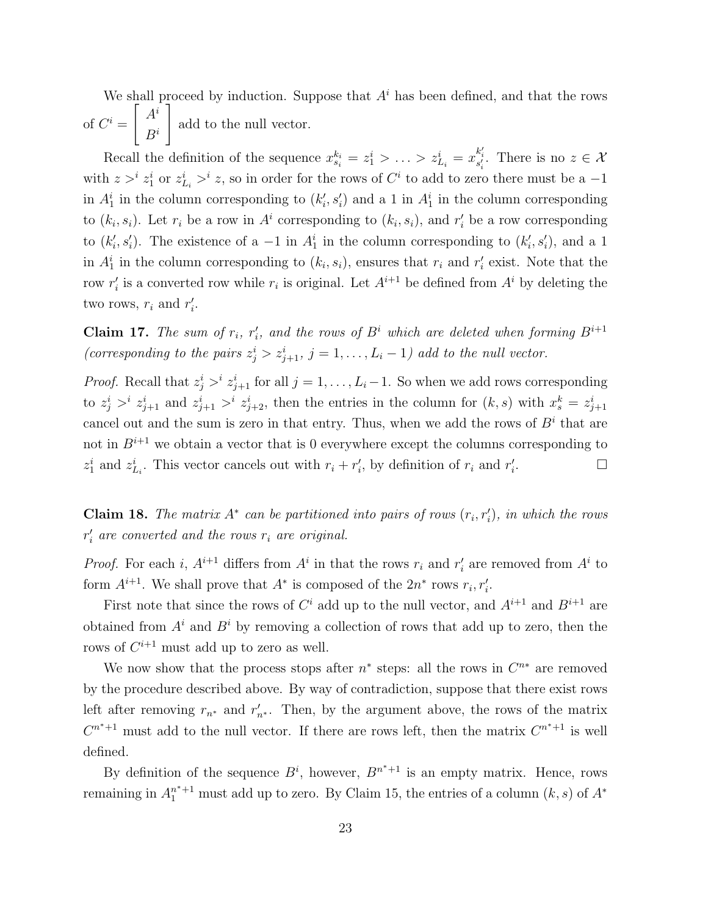We shall proceed by induction. Suppose that $A^i$ has been defined, and that the rows of $C^i = \begin{bmatrix} A^i \\ B^i \end{bmatrix}$ add to the null vector.

Recall the definition of the sequence $x^{k_i}_{s_i} = z^i_1 > \ldots > z^i_{L_i} = x^{k'_i}_{s'_i}$. There is no $z \in \mathcal{X}$ with $z >^i z^i_1$ or $z^i_{L_i} >^i z$, so in order for the rows of $C^i$ to add to zero there must be a $-1$ in $A^i_1$ in the column corresponding to $(k'_i, s'_i)$ and a 1 in $A^i_1$ in the column corresponding to $(k_i, s_i)$. Let $r_i$ be a row in $A^i$ corresponding to $(k_i, s_i)$, and $r'_i$ be a row corresponding to $(k'_i, s'_i)$. The existence of a $-1$ in $A^i_1$ in the column corresponding to $(k'_i, s'_i)$, and a 1 in $A^i_1$ in the column corresponding to $(k_i, s_i)$, ensures that $r_i$ and $r'_i$ exist. Note that the row $r'_i$ is a converted row while $r_i$ is original. Let $A^{i+1}$ be defined from $A^i$ by deleting the two rows, $r_i$ and $r'_i$.

**Claim 17.** *The sum of $r_i$, $r'_i$, and the rows of $B^i$ which are deleted when forming $B^{i+1}$ (corresponding to the pairs $z^i_j > z^i_{j+1}$, $j = 1, \ldots, L_i - 1$) add to the null vector.*

*Proof.* Recall that $z^i_j >^i z^i_{j+1}$ for all $j = 1, \ldots, L_i - 1$. So when we add rows corresponding to $z^i_j >^i z^i_{j+1}$ and $z^i_{j+1} >^i z^i_{j+2}$, then the entries in the column for $(k, s)$ with $x^k_s = z^i_{j+1}$ cancel out and the sum is zero in that entry. Thus, when we add the rows of $B^i$ that are not in $B^{i+1}$ we obtain a vector that is 0 everywhere except the columns corresponding to $z^i_1$ and $z^i_{L_i}$. This vector cancels out with $r_i + r'_i$, by definition of $r_i$ and $r'_i$. □

**Claim 18.** *The matrix $A^*$ can be partitioned into pairs of rows $(r_i, r'_i)$, in which the rows $r'_i$ are converted and the rows $r_i$ are original.*

*Proof.* For each $i$, $A^{i+1}$ differs from $A^i$ in that the rows $r_i$ and $r'_i$ are removed from $A^i$ to form $A^{i+1}$. We shall prove that $A^*$ is composed of the $2n^*$ rows $r_i, r'_i$.

First note that since the rows of $C^i$ add up to the null vector, and $A^{i+1}$ and $B^{i+1}$ are obtained from $A^i$ and $B^i$ by removing a collection of rows that add up to zero, then the rows of $C^{i+1}$ must add up to zero as well.

We now show that the process stops after $n^*$ steps: all the rows in $C^{n^*}$ are removed by the procedure described above. By way of contradiction, suppose that there exist rows left after removing $r_{n^*}$ and $r'_{n^*}$. Then, by the argument above, the rows of the matrix $C^{n^*+1}$ must add to the null vector. If there are rows left, then the matrix $C^{n^*+1}$ is well defined.

By definition of the sequence $B^i$, however, $B^{n^*+1}$ is an empty matrix. Hence, rows remaining in $A^{n^*+1}_1$ must add up to zero. By Claim 15, the entries of a column $(k, s)$ of $A^*$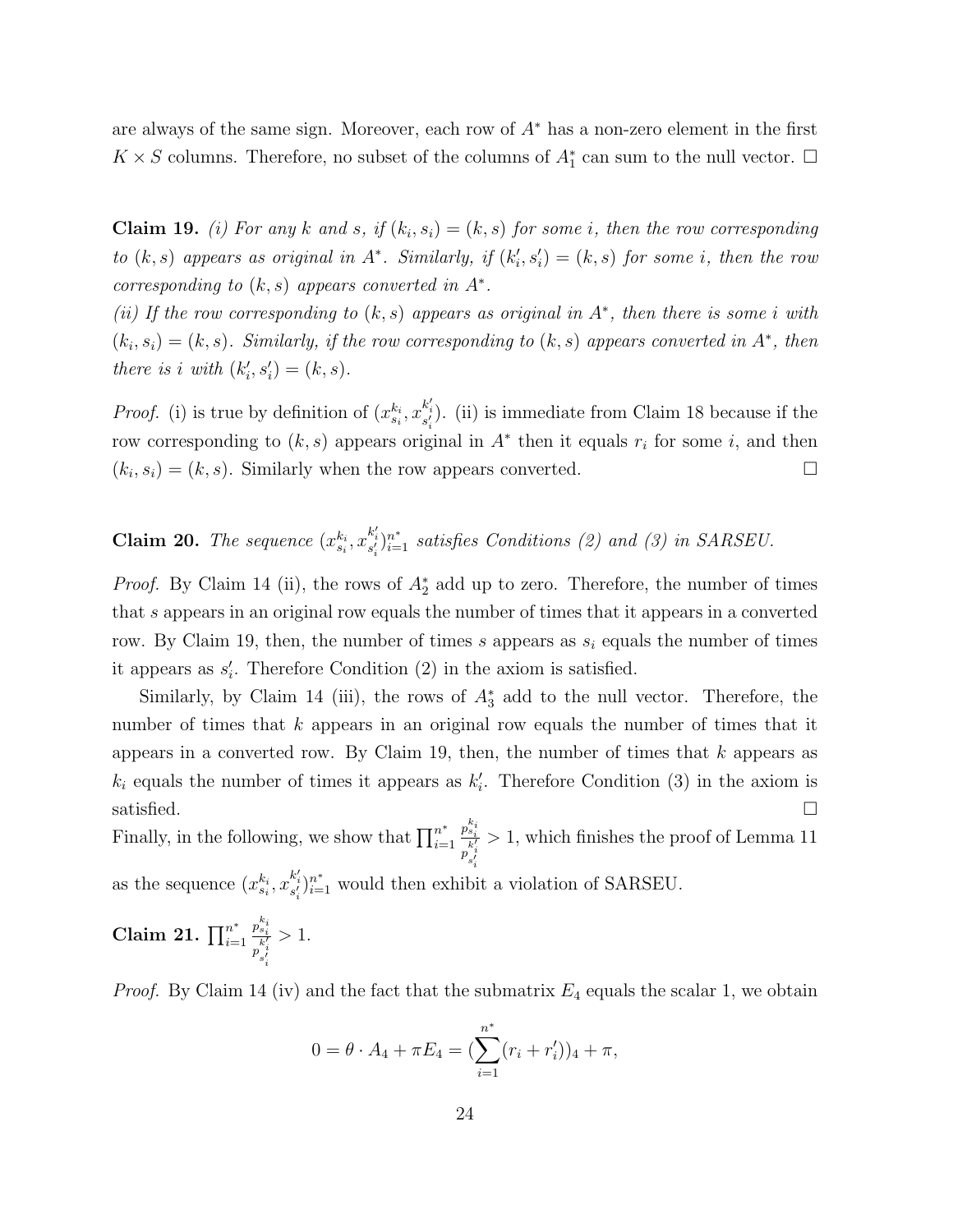are always of the same sign. Moreover, each row of $A^*$ has a non-zero element in the first $K \times S$ columns. Therefore, no subset of the columns of $A_1^*$ can sum to the null vector. □

**Claim 19.** *(i) For any $k$ and $s$, if $(k_i, s_i) = (k, s)$ for some $i$, then the row corresponding to $(k, s)$ appears as original in $A^*$. Similarly, if $(k'_i, s'_i) = (k, s)$ for some $i$, then the row corresponding to $(k, s)$ appears converted in $A^*$.*
*(ii) If the row corresponding to $(k, s)$ appears as original in $A^*$, then there is some $i$ with $(k_i, s_i) = (k, s)$. Similarly, if the row corresponding to $(k, s)$ appears converted in $A^*$, then there is $i$ with $(k'_i, s'_i) = (k, s)$.*

*Proof.* (i) is true by definition of $(x^{k_i}_{s_i}, x^{k'_i}_{s'_i})$. (ii) is immediate from Claim 18 because if the row corresponding to $(k, s)$ appears original in $A^*$ then it equals $r_i$ for some $i$, and then $(k_i, s_i) = (k, s)$. Similarly when the row appears converted. □

**Claim 20.** *The sequence $(x^{k_i}_{s_i}, x^{k'_i}_{s'_i})^{n^*}_{i=1}$ satisfies Conditions (2) and (3) in SARSEU.*

*Proof.* By Claim 14 (ii), the rows of $A_2^*$ add up to zero. Therefore, the number of times that $s$ appears in an original row equals the number of times that it appears in a converted row. By Claim 19, then, the number of times $s$ appears as $s_i$ equals the number of times it appears as $s'_i$. Therefore Condition (2) in the axiom is satisfied.

Similarly, by Claim 14 (iii), the rows of $A_3^*$ add to the null vector. Therefore, the number of times that $k$ appears in an original row equals the number of times that it appears in a converted row. By Claim 19, then, the number of times that $k$ appears as $k_i$ equals the number of times it appears as $k'_i$. Therefore Condition (3) in the axiom is satisfied. □

Finally, in the following, we show that $\prod_{i=1}^{n^*} \frac{p^{k_i}_{s_i}}{p^{k'_i}_{s'_i}} > 1$, which finishes the proof of Lemma 11 as the sequence $(x^{k_i}_{s_i}, x^{k'_i}_{s'_i})^{n^*}_{i=1}$ would then exhibit a violation of SARSEU.

**Claim 21.** $\prod_{i=1}^{n^*} \frac{p^{k_i}_{s_i}}{p^{k'_i}_{s'_i}} > 1$.

*Proof.* By Claim 14 (iv) and the fact that the submatrix $E_4$ equals the scalar 1, we obtain

$$0 = \theta \cdot A_4 + \pi E_4 = (\sum_{i=1}^{n^*} (r_i + r'_i))_4 + \pi,$$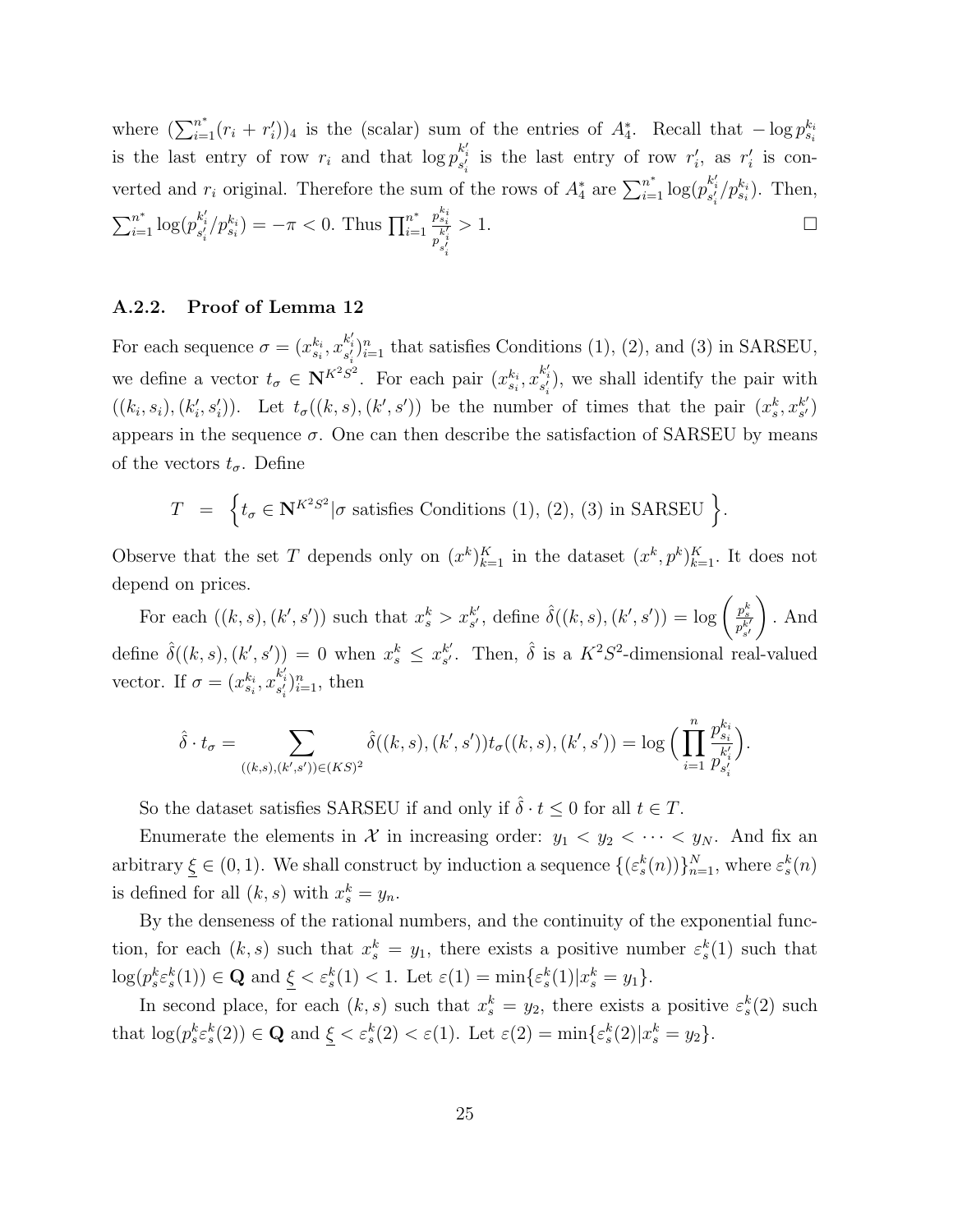where $(\sum_{i=1}^{n^*}(r_i + r'_i))_4$ is the (scalar) sum of the entries of $A_4^*$. Recall that $-\log p_{s_i}^{k_i}$ is the last entry of row $r_i$ and that $\log p_{s'_i}^{k'_i}$ is the last entry of row $r'_i$, as $r'_i$ is converted and $r_i$ original. Therefore the sum of the rows of $A_4^*$ are $\sum_{i=1}^{n^*} \log(p_{s'_i}^{k'_i}/p_{s_i}^{k_i})$. Then, $\sum_{i=1}^{n^*} \log(p_{s'_i}^{k'_i}/p_{s_i}^{k_i}) = -\pi < 0$. Thus $\prod_{i=1}^{n^*} \frac{p_{s_i}^{k_i}}{p_{s'_i}^{k'_i}} > 1$. □

### A.2.2. Proof of Lemma 12

For each sequence $\sigma = (x_{s_i}^{k_i}, x_{s'_i}^{k'_i})_{i=1}^n$ that satisfies Conditions (1), (2), and (3) in SARSEU, we define a vector $t_\sigma \in \mathbf{N}^{K^2S^2}$. For each pair $(x_{s_i}^{k_i}, x_{s'_i}^{k'_i})$, we shall identify the pair with $((k_i, s_i), (k'_i, s'_i))$. Let $t_\sigma((k,s),(k',s'))$ be the number of times that the pair $(x_s^k, x_{s'}^{k'})$ appears in the sequence $\sigma$. One can then describe the satisfaction of SARSEU by means of the vectors $t_\sigma$. Define

$$T \;=\; \Big\{ t_\sigma \in \mathbf{N}^{K^2S^2} | \sigma \text{ satisfies Conditions (1), (2), (3) in SARSEU } \Big\}.$$

Observe that the set $T$ depends only on $(x^k)_{k=1}^K$ in the dataset $(x^k, p^k)_{k=1}^K$. It does not depend on prices.

For each $((k,s),(k',s'))$ such that $x_s^k > x_{s'}^{k'}$, define $\hat{\delta}((k,s),(k',s')) = \log\left(\frac{p_s^k}{p_{s'}^{k'}}\right)$. And define $\hat{\delta}((k,s),(k',s')) = 0$ when $x_s^k \leq x_{s'}^{k'}$. Then, $\hat{\delta}$ is a $K^2S^2$-dimensional real-valued vector. If $\sigma = (x_{s_i}^{k_i}, x_{s'_i}^{k'_i})_{i=1}^n$, then

$$\hat{\delta} \cdot t_\sigma = \sum_{((k,s),(k',s')) \in (KS)^2} \hat{\delta}((k,s),(k',s')) t_\sigma((k,s),(k',s')) = \log\Big(\prod_{i=1}^n \frac{p_{s_i}^{k_i}}{p_{s'_i}^{k'_i}}\Big).$$

So the dataset satisfies SARSEU if and only if $\hat{\delta} \cdot t \leq 0$ for all $t \in T$.

Enumerate the elements in $\mathcal{X}$ in increasing order: $y_1 < y_2 < \cdots < y_N$. And fix an arbitrary $\underline{\xi} \in (0,1)$. We shall construct by induction a sequence $\{(\varepsilon_s^k(n))\}_{n=1}^N$, where $\varepsilon_s^k(n)$ is defined for all $(k,s)$ with $x_s^k = y_n$.

By the denseness of the rational numbers, and the continuity of the exponential function, for each $(k,s)$ such that $x_s^k = y_1$, there exists a positive number $\varepsilon_s^k(1)$ such that $\log(p_s^k \varepsilon_s^k(1)) \in \mathbf{Q}$ and $\underline{\xi} < \varepsilon_s^k(1) < 1$. Let $\varepsilon(1) = \min\{\varepsilon_s^k(1) | x_s^k = y_1\}$.

In second place, for each $(k,s)$ such that $x_s^k = y_2$, there exists a positive $\varepsilon_s^k(2)$ such that $\log(p_s^k \varepsilon_s^k(2)) \in \mathbf{Q}$ and $\underline{\xi} < \varepsilon_s^k(2) < \varepsilon(1)$. Let $\varepsilon(2) = \min\{\varepsilon_s^k(2) | x_s^k = y_2\}$.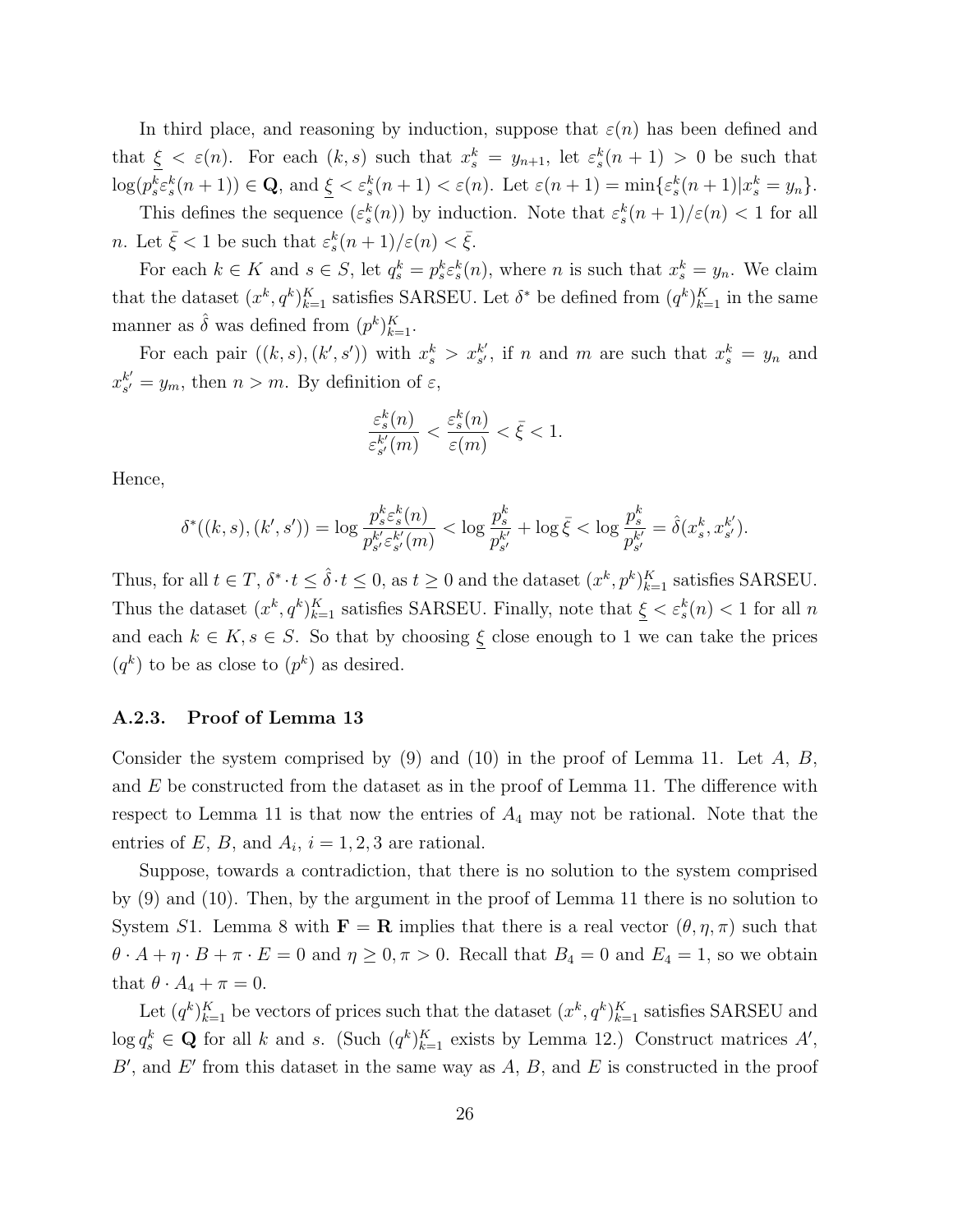In third place, and reasoning by induction, suppose that $\varepsilon(n)$ has been defined and that $\underline{\xi} < \varepsilon(n)$. For each $(k, s)$ such that $x^k_s = y_{n+1}$, let $\varepsilon^k_s(n+1) > 0$ be such that $\log(p^k_s \varepsilon^k_s(n+1)) \in \mathbf{Q}$, and $\underline{\xi} < \varepsilon^k_s(n+1) < \varepsilon(n)$. Let $\varepsilon(n+1) = \min\{\varepsilon^k_s(n+1) | x^k_s = y_n\}$.

This defines the sequence $(\varepsilon^k_s(n))$ by induction. Note that $\varepsilon^k_s(n+1)/\varepsilon(n) < 1$ for all $n$. Let $\bar{\xi} < 1$ be such that $\varepsilon^k_s(n+1)/\varepsilon(n) < \bar{\xi}$.

For each $k \in K$ and $s \in S$, let $q^k_s = p^k_s \varepsilon^k_s(n)$, where $n$ is such that $x^k_s = y_n$. We claim that the dataset $(x^k, q^k)^K_{k=1}$ satisfies SARSEU. Let $\delta^*$ be defined from $(q^k)^K_{k=1}$ in the same manner as $\hat{\delta}$ was defined from $(p^k)^K_{k=1}$.

For each pair $((k, s), (k', s'))$ with $x^k_s > x^{k'}_{s'}$, if $n$ and $m$ are such that $x^k_s = y_n$ and $x^{k'}_{s'} = y_m$, then $n > m$. By definition of $\varepsilon$,

$$\frac{\varepsilon^k_s(n)}{\varepsilon^{k'}_{s'}(m)} < \frac{\varepsilon^k_s(n)}{\varepsilon(m)} < \bar{\xi} < 1.$$

Hence,

$$\delta^*((k, s), (k', s')) = \log \frac{p^k_s \varepsilon^k_s(n)}{p^{k'}_{s'} \varepsilon^{k'}_{s'}(m)} < \log \frac{p^k_s}{p^{k'}_{s'}} + \log \bar{\xi} < \log \frac{p^k_s}{p^{k'}_{s'}} = \hat{\delta}(x^k_s, x^{k'}_{s'}).$$

Thus, for all $t \in T$, $\delta^* \cdot t \leq \hat{\delta} \cdot t \leq 0$, as $t \geq 0$ and the dataset $(x^k, p^k)^K_{k=1}$ satisfies SARSEU. Thus the dataset $(x^k, q^k)^K_{k=1}$ satisfies SARSEU. Finally, note that $\underline{\xi} < \varepsilon^k_s(n) < 1$ for all $n$ and each $k \in K, s \in S$. So that by choosing $\underline{\xi}$ close enough to 1 we can take the prices $(q^k)$ to be as close to $(p^k)$ as desired.

### A.2.3. Proof of Lemma 13

Consider the system comprised by (9) and (10) in the proof of Lemma 11. Let $A$, $B$, and $E$ be constructed from the dataset as in the proof of Lemma 11. The difference with respect to Lemma 11 is that now the entries of $A_4$ may not be rational. Note that the entries of $E$, $B$, and $A_i$, $i = 1, 2, 3$ are rational.

Suppose, towards a contradiction, that there is no solution to the system comprised by (9) and (10). Then, by the argument in the proof of Lemma 11 there is no solution to System $S1$. Lemma 8 with $\mathbf{F} = \mathbf{R}$ implies that there is a real vector $(\theta, \eta, \pi)$ such that $\theta \cdot A + \eta \cdot B + \pi \cdot E = 0$ and $\eta \geq 0, \pi > 0$. Recall that $B_4 = 0$ and $E_4 = 1$, so we obtain that $\theta \cdot A_4 + \pi = 0$.

Let $(q^k)^K_{k=1}$ be vectors of prices such that the dataset $(x^k, q^k)^K_{k=1}$ satisfies SARSEU and $\log q^k_s \in \mathbf{Q}$ for all $k$ and $s$. (Such $(q^k)^K_{k=1}$ exists by Lemma 12.) Construct matrices $A'$, $B'$, and $E'$ from this dataset in the same way as $A$, $B$, and $E$ is constructed in the proof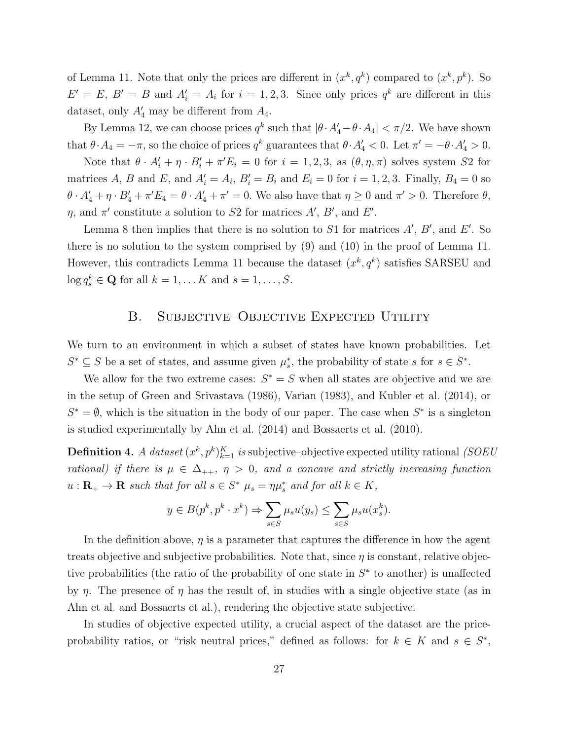of Lemma 11. Note that only the prices are different in $(x^k, q^k)$ compared to $(x^k, p^k)$. So $E' = E$, $B' = B$ and $A'_i = A_i$ for $i = 1, 2, 3$. Since only prices $q^k$ are different in this dataset, only $A'_4$ may be different from $A_4$.

By Lemma 12, we can choose prices $q^k$ such that $|\theta \cdot A'_4 - \theta \cdot A_4| < \pi/2$. We have shown that $\theta \cdot A_4 = -\pi$, so the choice of prices $q^k$ guarantees that $\theta \cdot A'_4 < 0$. Let $\pi' = -\theta \cdot A'_4 > 0$.

Note that $\theta \cdot A'_i + \eta \cdot B'_i + \pi' E_i = 0$ for $i = 1, 2, 3$, as $(\theta, \eta, \pi)$ solves system $S2$ for matrices $A$, $B$ and $E$, and $A'_i = A_i$, $B'_i = B_i$ and $E_i = 0$ for $i = 1, 2, 3$. Finally, $B_4 = 0$ so $\theta \cdot A'_4 + \eta \cdot B'_4 + \pi' E_4 = \theta \cdot A'_4 + \pi' = 0$. We also have that $\eta \geq 0$ and $\pi' > 0$. Therefore $\theta$, $\eta$, and $\pi'$ constitute a solution to $S2$ for matrices $A'$, $B'$, and $E'$.

Lemma 8 then implies that there is no solution to $S1$ for matrices $A'$, $B'$, and $E'$. So there is no solution to the system comprised by (9) and (10) in the proof of Lemma 11. However, this contradicts Lemma 11 because the dataset $(x^k, q^k)$ satisfies SARSEU and $\log q^k_s \in \mathbf{Q}$ for all $k = 1, \ldots K$ and $s = 1, \ldots, S$.

## B. Subjective–Objective Expected Utility

We turn to an environment in which a subset of states have known probabilities. Let $S^* \subseteq S$ be a set of states, and assume given $\mu^*_s$, the probability of state $s$ for $s \in S^*$.

We allow for the two extreme cases: $S^* = S$ when all states are objective and we are in the setup of Green and Srivastava (1986), Varian (1983), and Kubler et al. (2014), or $S^* = \emptyset$, which is the situation in the body of our paper. The case when $S^*$ is a singleton is studied experimentally by Ahn et al. (2014) and Bossaerts et al. (2010).

**Definition 4.** *A dataset $(x^k, p^k)_{k=1}^K$ is* subjective–objective expected utility rational *(SOEU rational) if there is $\mu \in \Delta_{++}$, $\eta > 0$, and a concave and strictly increasing function $u : \mathbf{R}_+ \to \mathbf{R}$ such that for all $s \in S^*$ $\mu_s = \eta \mu^*_s$ and for all $k \in K$,*

$$y \in B(p^k, p^k \cdot x^k) \Rightarrow \sum_{s \in S} \mu_s u(y_s) \leq \sum_{s \in S} \mu_s u(x^k_s).$$

In the definition above, $\eta$ is a parameter that captures the difference in how the agent treats objective and subjective probabilities. Note that, since $\eta$ is constant, relative objective probabilities (the ratio of the probability of one state in $S^*$ to another) is unaffected by $\eta$. The presence of $\eta$ has the result of, in studies with a single objective state (as in Ahn et al. and Bossaerts et al.), rendering the objective state subjective.

In studies of objective expected utility, a crucial aspect of the dataset are the price-probability ratios, or "risk neutral prices," defined as follows: for $k \in K$ and $s \in S^*$,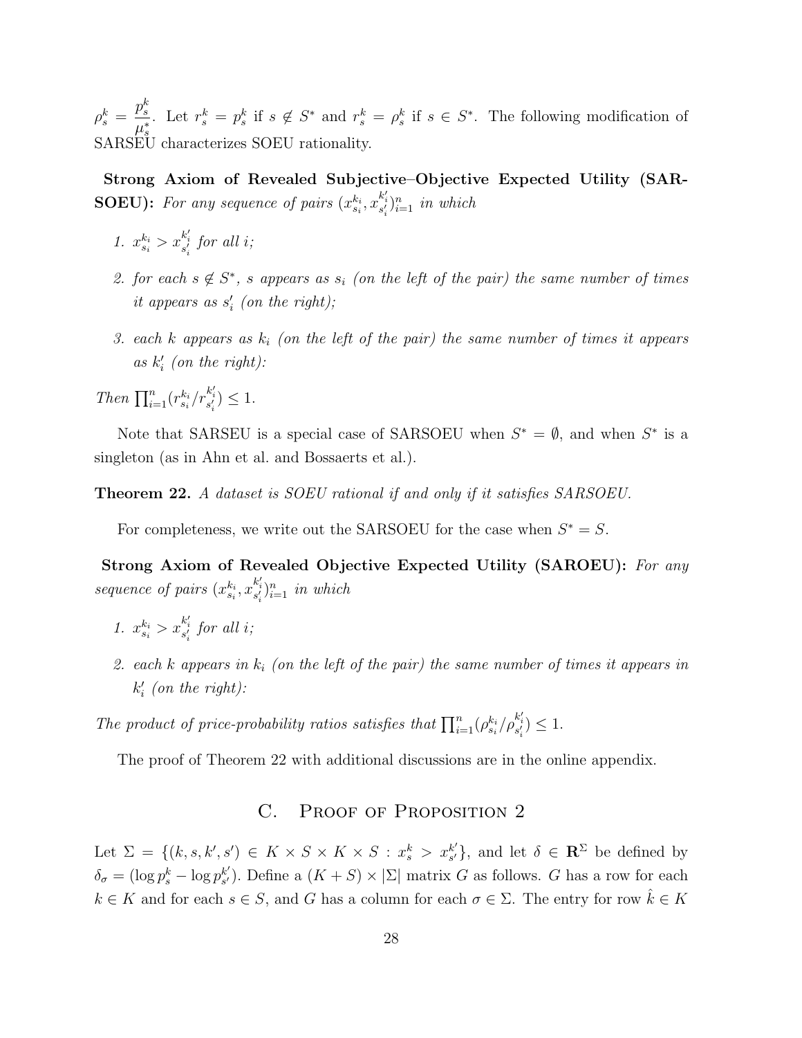$\rho_s^k = \dfrac{p_s^k}{\mu_s^*}$. Let $r_s^k = p_s^k$ if $s \notin S^*$ and $r_s^k = \rho_s^k$ if $s \in S^*$. The following modification of SARSEU characterizes SOEU rationality.

**Strong Axiom of Revealed Subjective–Objective Expected Utility (SARSOEU):** *For any sequence of pairs* $(x_{s_i}^{k_i}, x_{s_i'}^{k_i'})_{i=1}^n$ *in which*

1. $x_{s_i}^{k_i} > x_{s_i'}^{k_i'}$ *for all* $i$*;*
2. *for each* $s \notin S^*$*,* $s$ *appears as* $s_i$ *(on the left of the pair) the same number of times it appears as* $s_i'$ *(on the right);*
3. *each* $k$ *appears as* $k_i$ *(on the left of the pair) the same number of times it appears as* $k_i'$ *(on the right):*

*Then* $\prod_{i=1}^n (r_{s_i}^{k_i}/r_{s_i'}^{k_i'}) \leq 1$.

Note that SARSEU is a special case of SARSOEU when $S^* = \emptyset$, and when $S^*$ is a singleton (as in Ahn et al. and Bossaerts et al.).

**Theorem 22.** *A dataset is SOEU rational if and only if it satisfies SARSOEU.*

For completeness, we write out the SARSOEU for the case when $S^* = S$.

**Strong Axiom of Revealed Objective Expected Utility (SAROEU):** *For any sequence of pairs* $(x_{s_i}^{k_i}, x_{s_i'}^{k_i'})_{i=1}^n$ *in which*

1. $x_{s_i}^{k_i} > x_{s_i'}^{k_i'}$ *for all* $i$*;*
2. *each* $k$ *appears in* $k_i$ *(on the left of the pair) the same number of times it appears in* $k_i'$ *(on the right):*

*The product of price-probability ratios satisfies that* $\prod_{i=1}^n (\rho_{s_i}^{k_i}/\rho_{s_i'}^{k_i'}) \leq 1$.

The proof of Theorem 22 with additional discussions are in the online appendix.

## C. Proof of Proposition 2

Let $\Sigma = \{(k, s, k', s') \in K \times S \times K \times S : x_s^k > x_{s'}^{k'}\}$, and let $\delta \in \mathbf{R}^\Sigma$ be defined by $\delta_\sigma = (\log p_s^k - \log p_{s'}^{k'})$. Define a $(K + S) \times |\Sigma|$ matrix $G$ as follows. $G$ has a row for each $k \in K$ and for each $s \in S$, and $G$ has a column for each $\sigma \in \Sigma$. The entry for row $\hat{k} \in K$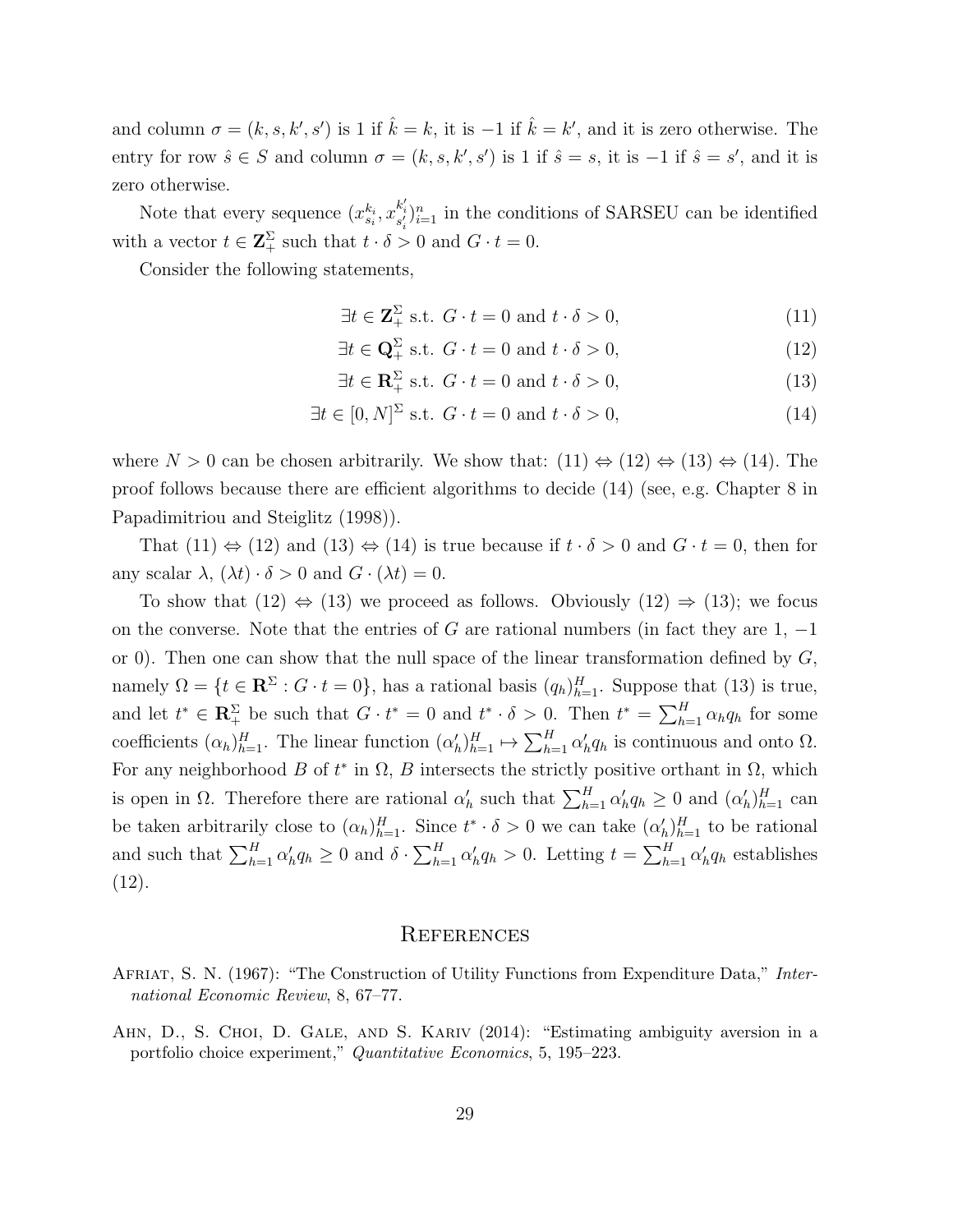and column $\sigma = (k, s, k', s')$ is 1 if $\hat{k} = k$, it is $-1$ if $\hat{k} = k'$, and it is zero otherwise. The entry for row $\hat{s} \in S$ and column $\sigma = (k, s, k', s')$ is 1 if $\hat{s} = s$, it is $-1$ if $\hat{s} = s'$, and it is zero otherwise.

Note that every sequence $(x^{k_i}_{s_i}, x^{k'_i}_{s'_i})_{i=1}^n$ in the conditions of SARSEU can be identified with a vector $t \in \mathbf{Z}^{\Sigma}_{+}$ such that $t \cdot \delta > 0$ and $G \cdot t = 0$.

Consider the following statements,

$$\exists t \in \mathbf{Z}^{\Sigma}_{+} \text{ s.t. } G \cdot t = 0 \text{ and } t \cdot \delta > 0, \tag{11}$$

$$\exists t \in \mathbf{Q}^{\Sigma}_{+} \text{ s.t. } G \cdot t = 0 \text{ and } t \cdot \delta > 0, \tag{12}$$

$$\exists t \in \mathbf{R}^{\Sigma}_{+} \text{ s.t. } G \cdot t = 0 \text{ and } t \cdot \delta > 0, \tag{13}$$

$$\exists t \in [0, N]^{\Sigma} \text{ s.t. } G \cdot t = 0 \text{ and } t \cdot \delta > 0, \tag{14}$$

where $N > 0$ can be chosen arbitrarily. We show that: (11) $\Leftrightarrow$ (12) $\Leftrightarrow$ (13) $\Leftrightarrow$ (14). The proof follows because there are efficient algorithms to decide (14) (see, e.g. Chapter 8 in Papadimitriou and Steiglitz (1998)).

That (11) $\Leftrightarrow$ (12) and (13) $\Leftrightarrow$ (14) is true because if $t \cdot \delta > 0$ and $G \cdot t = 0$, then for any scalar $\lambda$, $(\lambda t) \cdot \delta > 0$ and $G \cdot (\lambda t) = 0$.

To show that (12) $\Leftrightarrow$ (13) we proceed as follows. Obviously (12) $\Rightarrow$ (13); we focus on the converse. Note that the entries of $G$ are rational numbers (in fact they are 1, $-1$ or 0). Then one can show that the null space of the linear transformation defined by $G$, namely $\Omega = \{t \in \mathbf{R}^{\Sigma} : G \cdot t = 0\}$, has a rational basis $(q_h)_{h=1}^H$. Suppose that (13) is true, and let $t^* \in \mathbf{R}^{\Sigma}_{+}$ be such that $G \cdot t^* = 0$ and $t^* \cdot \delta > 0$. Then $t^* = \sum_{h=1}^H \alpha_h q_h$ for some coefficients $(\alpha_h)_{h=1}^H$. The linear function $(\alpha'_h)_{h=1}^H \mapsto \sum_{h=1}^H \alpha'_h q_h$ is continuous and onto $\Omega$. For any neighborhood $B$ of $t^*$ in $\Omega$, $B$ intersects the strictly positive orthant in $\Omega$, which is open in $\Omega$. Therefore there are rational $\alpha'_h$ such that $\sum_{h=1}^H \alpha'_h q_h \geq 0$ and $(\alpha'_h)_{h=1}^H$ can be taken arbitrarily close to $(\alpha_h)_{h=1}^H$. Since $t^* \cdot \delta > 0$ we can take $(\alpha'_h)_{h=1}^H$ to be rational and such that $\sum_{h=1}^H \alpha'_h q_h \geq 0$ and $\delta \cdot \sum_{h=1}^H \alpha'_h q_h > 0$. Letting $t = \sum_{h=1}^H \alpha'_h q_h$ establishes (12).

## References

Afriat, S. N. (1967): "The Construction of Utility Functions from Expenditure Data," *International Economic Review*, 8, 67–77.

Ahn, D., S. Choi, D. Gale, and S. Kariv (2014): "Estimating ambiguity aversion in a portfolio choice experiment," *Quantitative Economics*, 5, 195–223.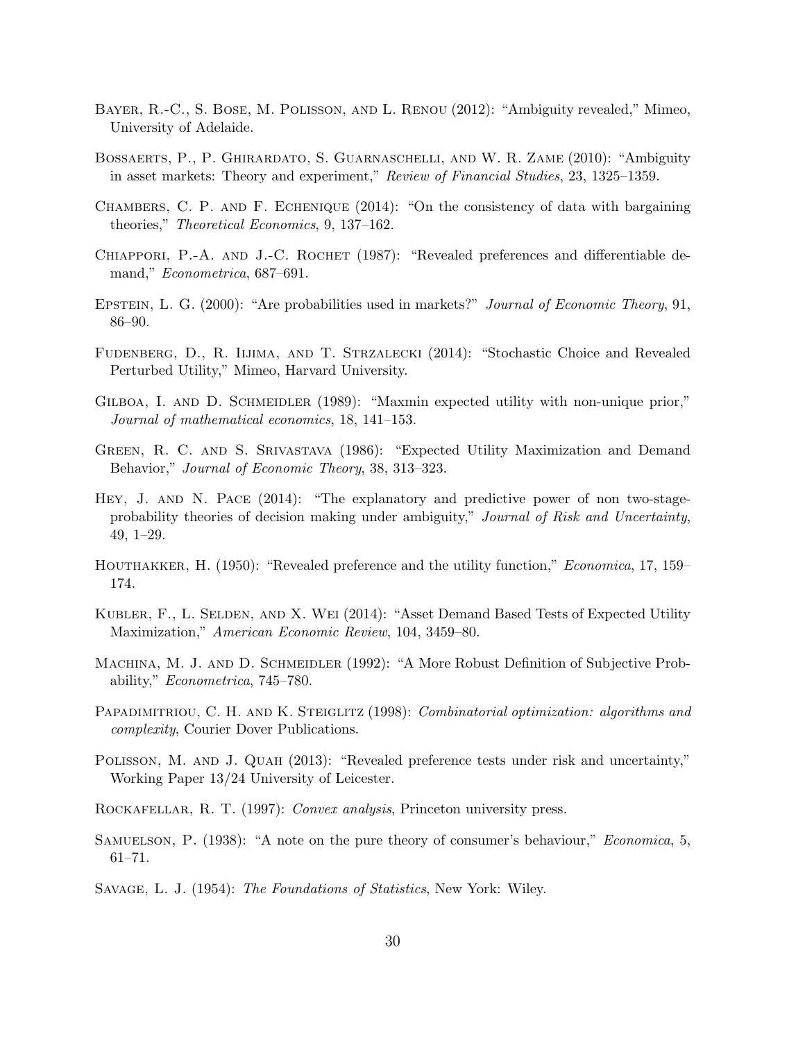Bayer, R.-C., S. Bose, M. Polisson, and L. Renou (2012): "Ambiguity revealed," Mimeo, University of Adelaide.

Bossaerts, P., P. Ghirardato, S. Guarnaschelli, and W. R. Zame (2010): "Ambiguity in asset markets: Theory and experiment," *Review of Financial Studies*, 23, 1325–1359.

Chambers, C. P. and F. Echenique (2014): "On the consistency of data with bargaining theories," *Theoretical Economics*, 9, 137–162.

Chiappori, P.-A. and J.-C. Rochet (1987): "Revealed preferences and differentiable demand," *Econometrica*, 687–691.

Epstein, L. G. (2000): "Are probabilities used in markets?" *Journal of Economic Theory*, 91, 86–90.

Fudenberg, D., R. Iijima, and T. Strzalecki (2014): "Stochastic Choice and Revealed Perturbed Utility," Mimeo, Harvard University.

Gilboa, I. and D. Schmeidler (1989): "Maxmin expected utility with non-unique prior," *Journal of mathematical economics*, 18, 141–153.

Green, R. C. and S. Srivastava (1986): "Expected Utility Maximization and Demand Behavior," *Journal of Economic Theory*, 38, 313–323.

Hey, J. and N. Pace (2014): "The explanatory and predictive power of non two-stage-probability theories of decision making under ambiguity," *Journal of Risk and Uncertainty*, 49, 1–29.

Houthakker, H. (1950): "Revealed preference and the utility function," *Economica*, 17, 159–174.

Kubler, F., L. Selden, and X. Wei (2014): "Asset Demand Based Tests of Expected Utility Maximization," *American Economic Review*, 104, 3459–80.

Machina, M. J. and D. Schmeidler (1992): "A More Robust Definition of Subjective Probability," *Econometrica*, 745–780.

Papadimitriou, C. H. and K. Steiglitz (1998): *Combinatorial optimization: algorithms and complexity*, Courier Dover Publications.

Polisson, M. and J. Quah (2013): "Revealed preference tests under risk and uncertainty," Working Paper 13/24 University of Leicester.

Rockafellar, R. T. (1997): *Convex analysis*, Princeton university press.

Samuelson, P. (1938): "A note on the pure theory of consumer's behaviour," *Economica*, 5, 61–71.

Savage, L. J. (1954): *The Foundations of Statistics*, New York: Wiley.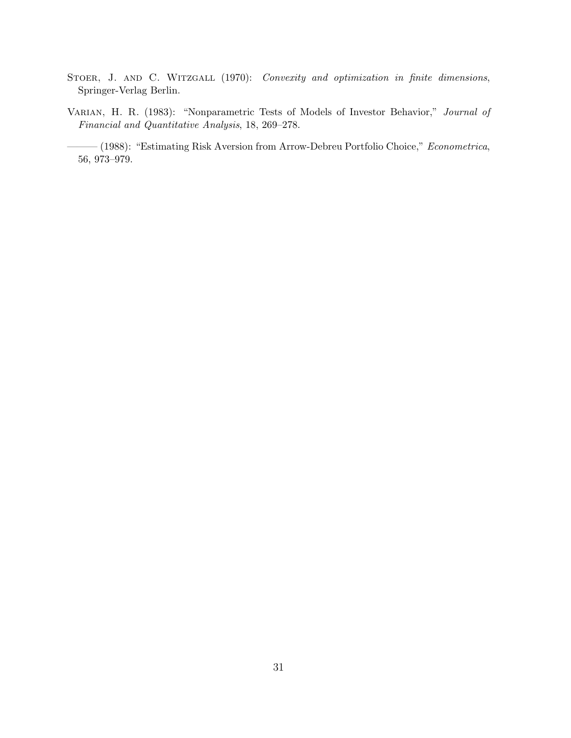Stoer, J. and C. Witzgall (1970): *Convexity and optimization in finite dimensions*, Springer-Verlag Berlin.

Varian, H. R. (1983): "Nonparametric Tests of Models of Investor Behavior," *Journal of Financial and Quantitative Analysis*, 18, 269–278.

——— (1988): "Estimating Risk Aversion from Arrow-Debreu Portfolio Choice," *Econometrica*, 56, 973–979.